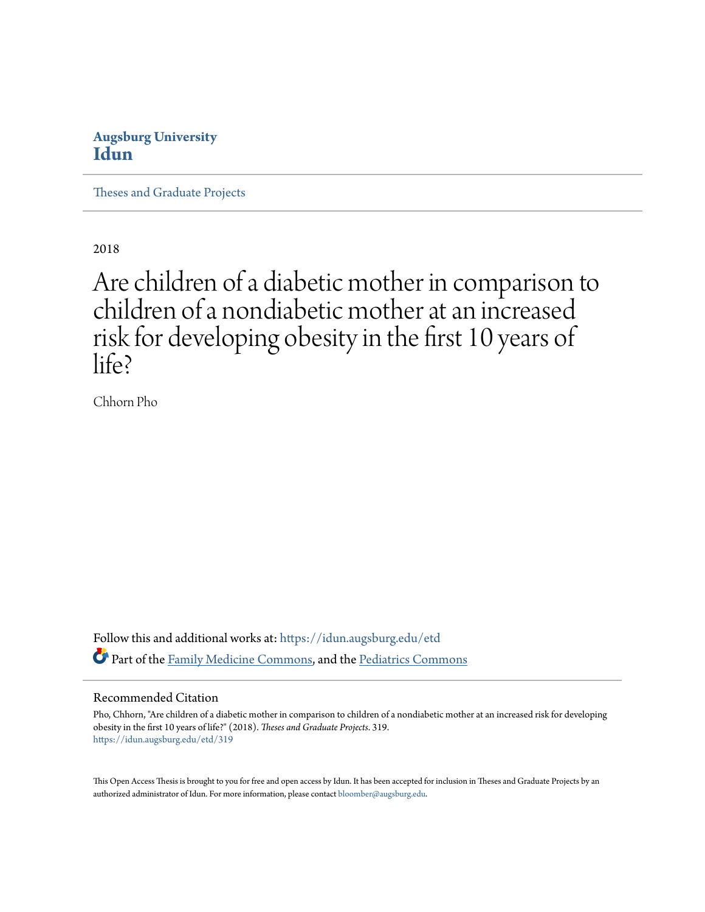Augsburg University
**Idun**

Theses and Graduate Projects

2018

# Are children of a diabetic mother in comparison to children of a nondiabetic mother at an increased risk for developing obesity in the first 10 years of life?

Chhorn Pho

Follow this and additional works at: https://idun.augsburg.edu/etd

Part of the Family Medicine Commons, and the Pediatrics Commons

## Recommended Citation

Pho, Chhorn, "Are children of a diabetic mother in comparison to children of a nondiabetic mother at an increased risk for developing obesity in the first 10 years of life?" (2018). *Theses and Graduate Projects*. 319.
https://idun.augsburg.edu/etd/319

This Open Access Thesis is brought to you for free and open access by Idun. It has been accepted for inclusion in Theses and Graduate Projects by an authorized administrator of Idun. For more information, please contact bloomber@augsburg.edu.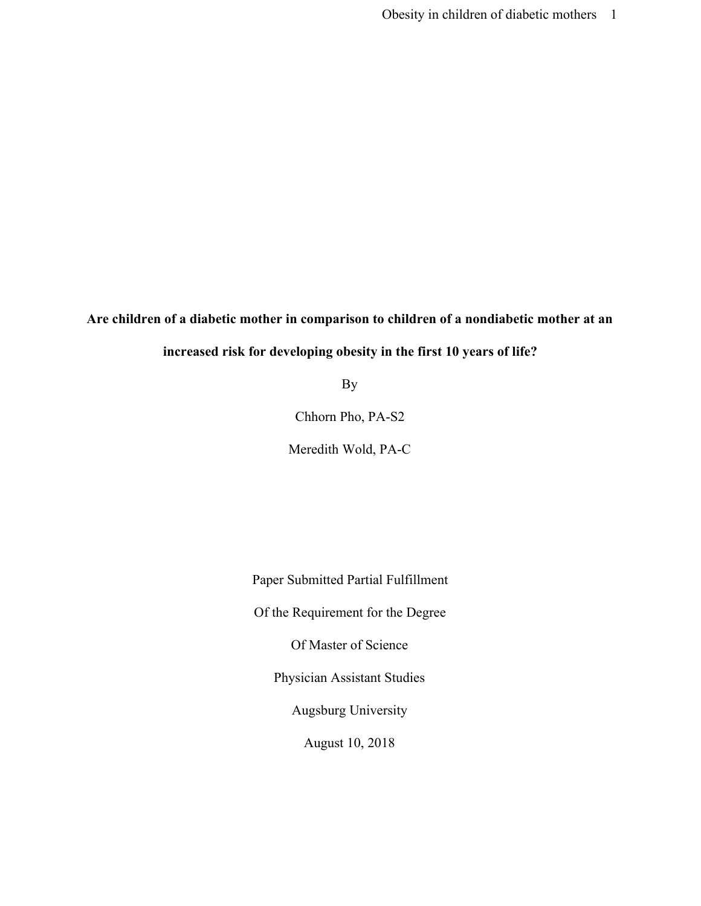**Are children of a diabetic mother in comparison to children of a nondiabetic mother at an increased risk for developing obesity in the first 10 years of life?**

By

Chhorn Pho, PA-S2

Meredith Wold, PA-C

Paper Submitted Partial Fulfillment

Of the Requirement for the Degree

Of Master of Science

Physician Assistant Studies

Augsburg University

August 10, 2018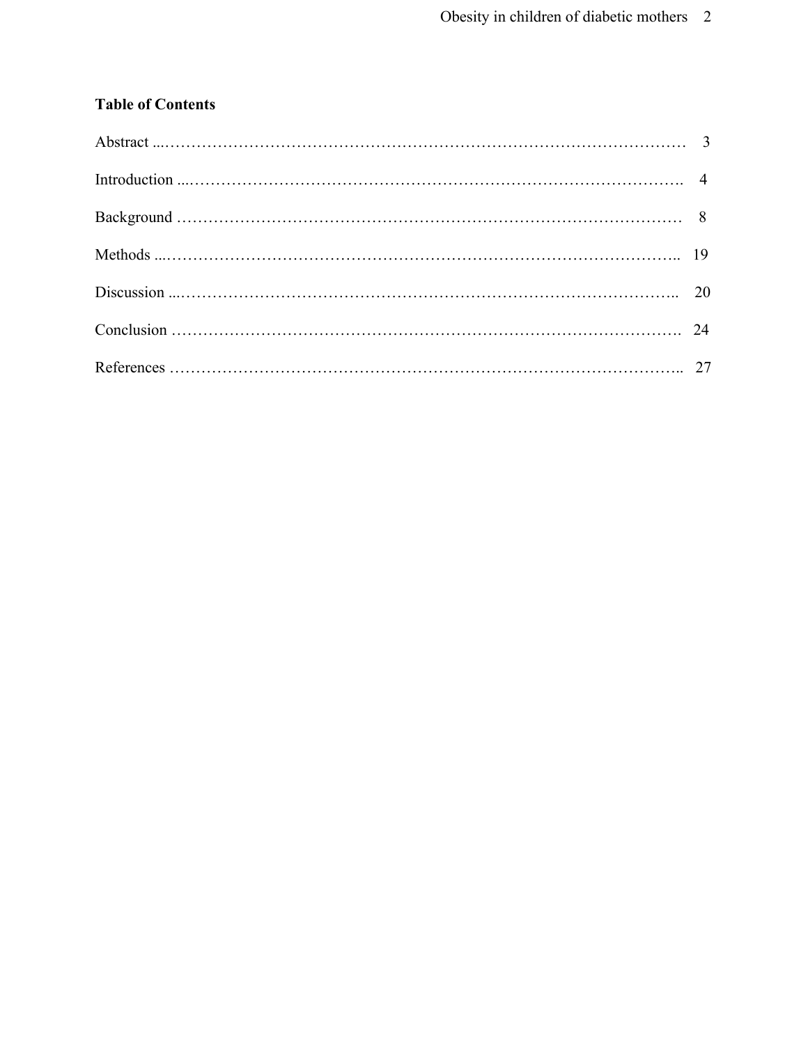**Table of Contents**

Abstract ...……………………………………………………………………………………… 3

Introduction ...………………………………………………………………………………. 4

Background …………………………………………………………………………………… 8

Methods ...…………………………………………………………………………………….. 19

Discussion ...………………………………………………………………………………….. 20

Conclusion …………………………………………………………………………………. 24

References ……………………………………………………………………………………….. 27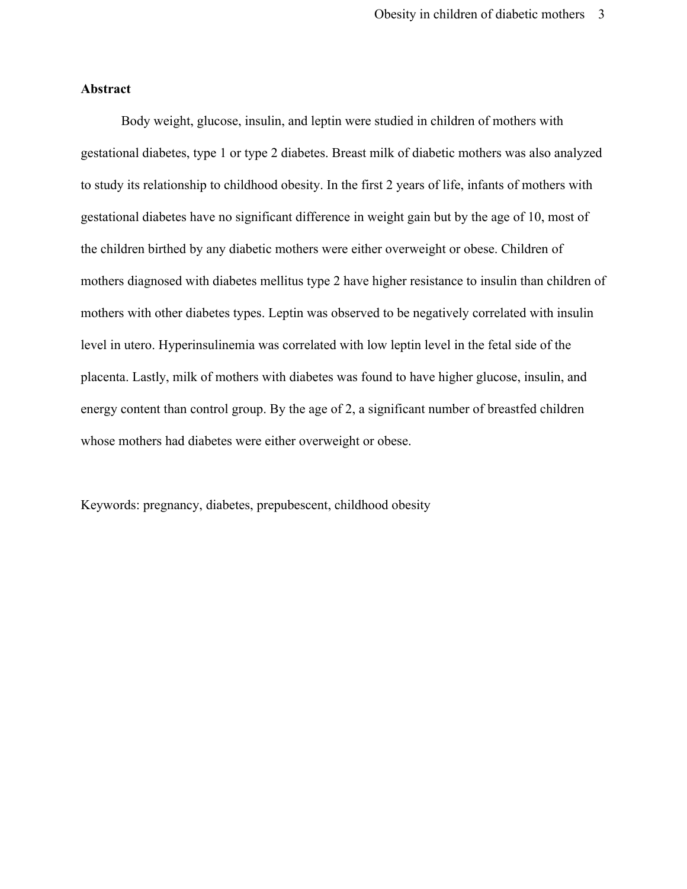## Abstract

Body weight, glucose, insulin, and leptin were studied in children of mothers with gestational diabetes, type 1 or type 2 diabetes. Breast milk of diabetic mothers was also analyzed to study its relationship to childhood obesity. In the first 2 years of life, infants of mothers with gestational diabetes have no significant difference in weight gain but by the age of 10, most of the children birthed by any diabetic mothers were either overweight or obese. Children of mothers diagnosed with diabetes mellitus type 2 have higher resistance to insulin than children of mothers with other diabetes types. Leptin was observed to be negatively correlated with insulin level in utero. Hyperinsulinemia was correlated with low leptin level in the fetal side of the placenta. Lastly, milk of mothers with diabetes was found to have higher glucose, insulin, and energy content than control group. By the age of 2, a significant number of breastfed children whose mothers had diabetes were either overweight or obese.

Keywords: pregnancy, diabetes, prepubescent, childhood obesity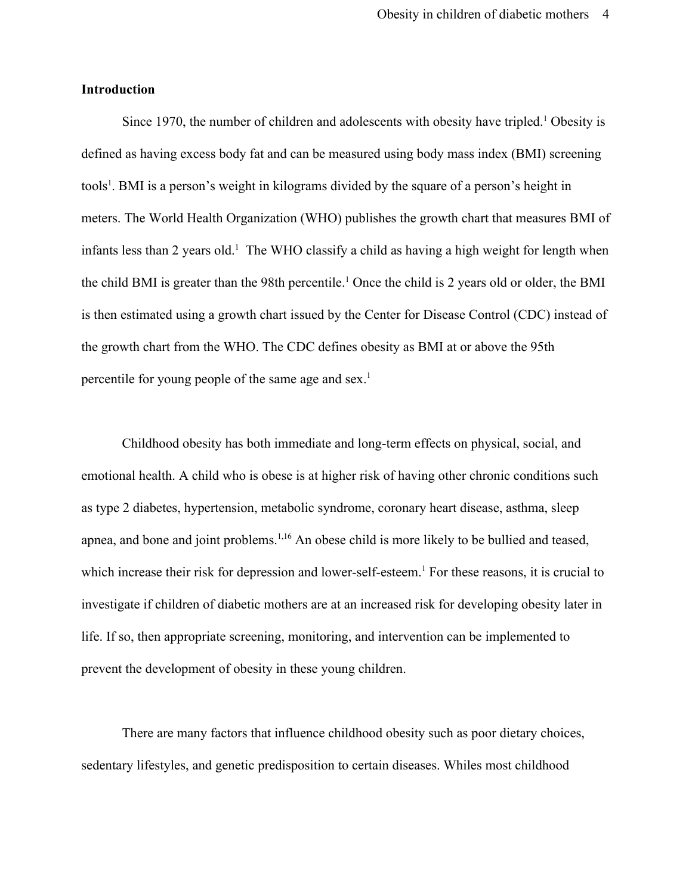**Introduction**

Since 1970, the number of children and adolescents with obesity have tripled.[1] Obesity is defined as having excess body fat and can be measured using body mass index (BMI) screening tools[1]. BMI is a person's weight in kilograms divided by the square of a person's height in meters. The World Health Organization (WHO) publishes the growth chart that measures BMI of infants less than 2 years old.[1] The WHO classify a child as having a high weight for length when the child BMI is greater than the 98th percentile.[1] Once the child is 2 years old or older, the BMI is then estimated using a growth chart issued by the Center for Disease Control (CDC) instead of the growth chart from the WHO. The CDC defines obesity as BMI at or above the 95th percentile for young people of the same age and sex.[1]

Childhood obesity has both immediate and long-term effects on physical, social, and emotional health. A child who is obese is at higher risk of having other chronic conditions such as type 2 diabetes, hypertension, metabolic syndrome, coronary heart disease, asthma, sleep apnea, and bone and joint problems.[1,16] An obese child is more likely to be bullied and teased, which increase their risk for depression and lower-self-esteem.[1] For these reasons, it is crucial to investigate if children of diabetic mothers are at an increased risk for developing obesity later in life. If so, then appropriate screening, monitoring, and intervention can be implemented to prevent the development of obesity in these young children.

There are many factors that influence childhood obesity such as poor dietary choices, sedentary lifestyles, and genetic predisposition to certain diseases. Whiles most childhood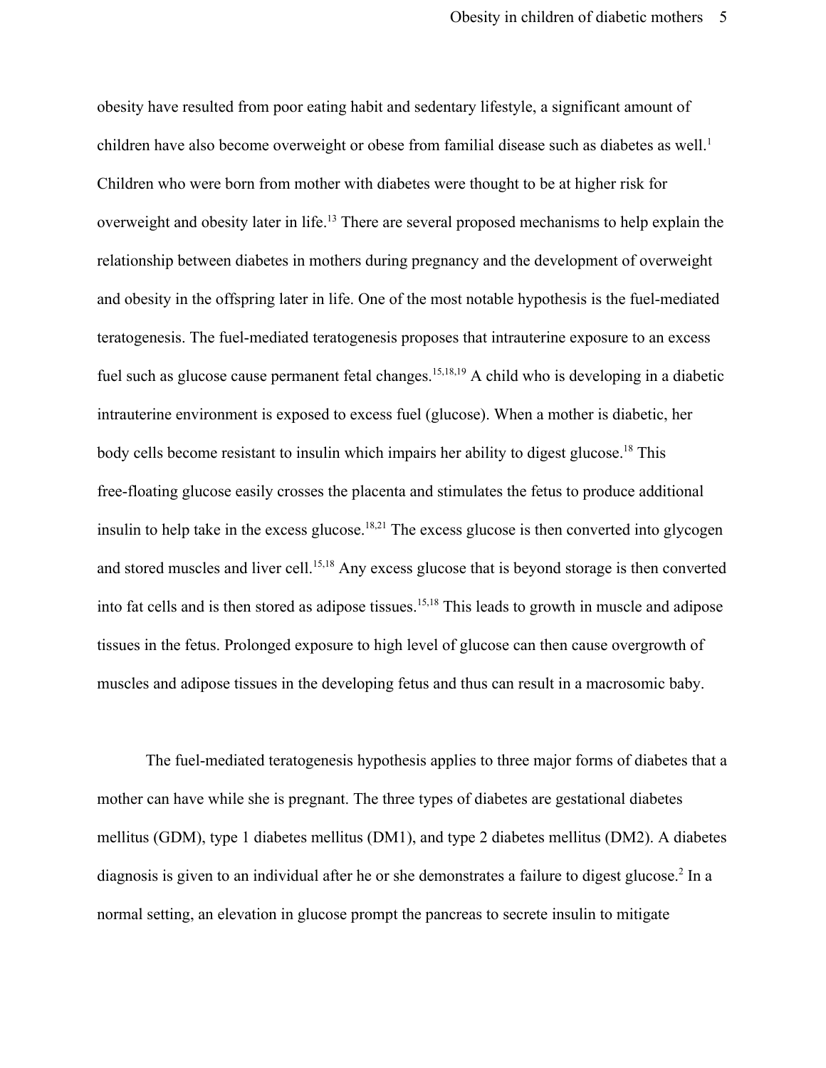obesity have resulted from poor eating habit and sedentary lifestyle, a significant amount of children have also become overweight or obese from familial disease such as diabetes as well.[1] Children who were born from mother with diabetes were thought to be at higher risk for overweight and obesity later in life.[13] There are several proposed mechanisms to help explain the relationship between diabetes in mothers during pregnancy and the development of overweight and obesity in the offspring later in life. One of the most notable hypothesis is the fuel-mediated teratogenesis. The fuel-mediated teratogenesis proposes that intrauterine exposure to an excess fuel such as glucose cause permanent fetal changes.[15,18,19] A child who is developing in a diabetic intrauterine environment is exposed to excess fuel (glucose). When a mother is diabetic, her body cells become resistant to insulin which impairs her ability to digest glucose.[18] This free-floating glucose easily crosses the placenta and stimulates the fetus to produce additional insulin to help take in the excess glucose.[18,21] The excess glucose is then converted into glycogen and stored muscles and liver cell.[15,18] Any excess glucose that is beyond storage is then converted into fat cells and is then stored as adipose tissues.[15,18] This leads to growth in muscle and adipose tissues in the fetus. Prolonged exposure to high level of glucose can then cause overgrowth of muscles and adipose tissues in the developing fetus and thus can result in a macrosomic baby.

The fuel-mediated teratogenesis hypothesis applies to three major forms of diabetes that a mother can have while she is pregnant. The three types of diabetes are gestational diabetes mellitus (GDM), type 1 diabetes mellitus (DM1), and type 2 diabetes mellitus (DM2). A diabetes diagnosis is given to an individual after he or she demonstrates a failure to digest glucose.[2] In a normal setting, an elevation in glucose prompt the pancreas to secrete insulin to mitigate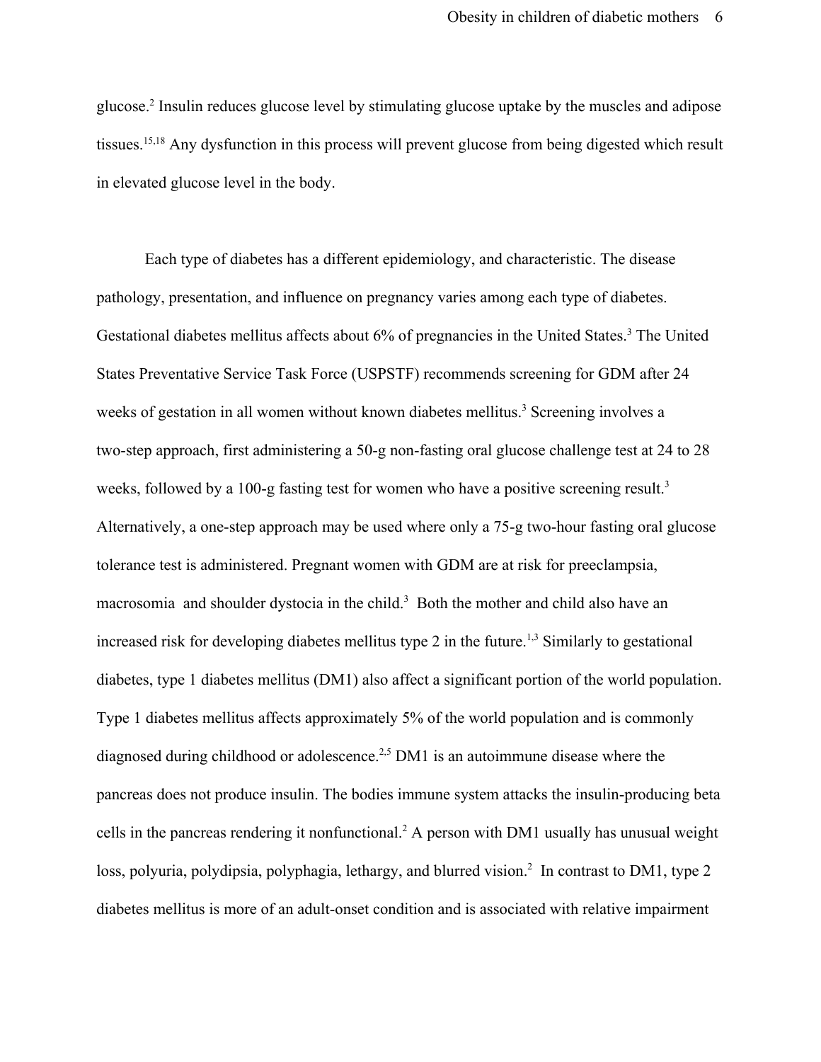glucose.[2] Insulin reduces glucose level by stimulating glucose uptake by the muscles and adipose tissues.[15,18] Any dysfunction in this process will prevent glucose from being digested which result in elevated glucose level in the body.

Each type of diabetes has a different epidemiology, and characteristic. The disease pathology, presentation, and influence on pregnancy varies among each type of diabetes. Gestational diabetes mellitus affects about 6% of pregnancies in the United States.[3] The United States Preventative Service Task Force (USPSTF) recommends screening for GDM after 24 weeks of gestation in all women without known diabetes mellitus.[3] Screening involves a two-step approach, first administering a 50-g non-fasting oral glucose challenge test at 24 to 28 weeks, followed by a 100-g fasting test for women who have a positive screening result.[3] Alternatively, a one-step approach may be used where only a 75-g two-hour fasting oral glucose tolerance test is administered. Pregnant women with GDM are at risk for preeclampsia, macrosomia and shoulder dystocia in the child.[3] Both the mother and child also have an increased risk for developing diabetes mellitus type 2 in the future.[1,3] Similarly to gestational diabetes, type 1 diabetes mellitus (DM1) also affect a significant portion of the world population. Type 1 diabetes mellitus affects approximately 5% of the world population and is commonly diagnosed during childhood or adolescence.[2,5] DM1 is an autoimmune disease where the pancreas does not produce insulin. The bodies immune system attacks the insulin-producing beta cells in the pancreas rendering it nonfunctional.[2] A person with DM1 usually has unusual weight loss, polyuria, polydipsia, polyphagia, lethargy, and blurred vision.[2] In contrast to DM1, type 2 diabetes mellitus is more of an adult-onset condition and is associated with relative impairment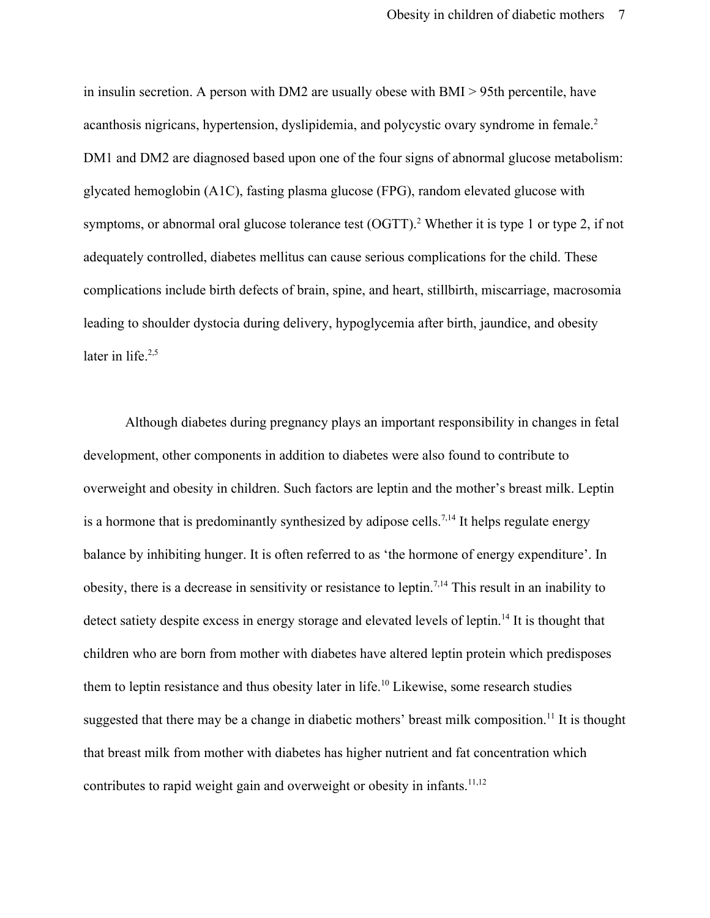in insulin secretion. A person with DM2 are usually obese with BMI > 95th percentile, have acanthosis nigricans, hypertension, dyslipidemia, and polycystic ovary syndrome in female.[2] DM1 and DM2 are diagnosed based upon one of the four signs of abnormal glucose metabolism: glycated hemoglobin (A1C), fasting plasma glucose (FPG), random elevated glucose with symptoms, or abnormal oral glucose tolerance test (OGTT).[2] Whether it is type 1 or type 2, if not adequately controlled, diabetes mellitus can cause serious complications for the child. These complications include birth defects of brain, spine, and heart, stillbirth, miscarriage, macrosomia leading to shoulder dystocia during delivery, hypoglycemia after birth, jaundice, and obesity later in life.[2,5]

Although diabetes during pregnancy plays an important responsibility in changes in fetal development, other components in addition to diabetes were also found to contribute to overweight and obesity in children. Such factors are leptin and the mother's breast milk. Leptin is a hormone that is predominantly synthesized by adipose cells.[7,14] It helps regulate energy balance by inhibiting hunger. It is often referred to as 'the hormone of energy expenditure'. In obesity, there is a decrease in sensitivity or resistance to leptin.[7,14] This result in an inability to detect satiety despite excess in energy storage and elevated levels of leptin.[14] It is thought that children who are born from mother with diabetes have altered leptin protein which predisposes them to leptin resistance and thus obesity later in life.[10] Likewise, some research studies suggested that there may be a change in diabetic mothers' breast milk composition.[11] It is thought that breast milk from mother with diabetes has higher nutrient and fat concentration which contributes to rapid weight gain and overweight or obesity in infants.[11,12]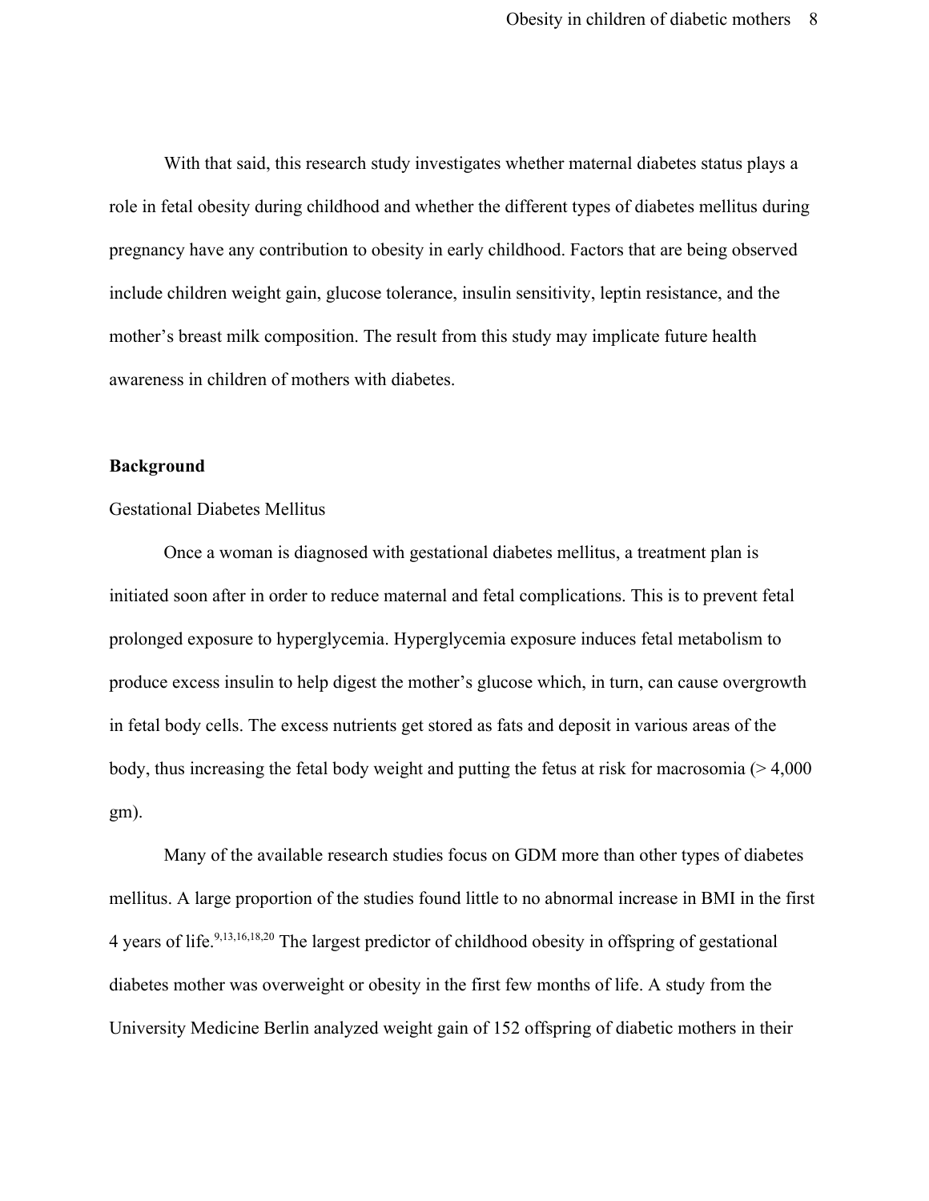With that said, this research study investigates whether maternal diabetes status plays a role in fetal obesity during childhood and whether the different types of diabetes mellitus during pregnancy have any contribution to obesity in early childhood. Factors that are being observed include children weight gain, glucose tolerance, insulin sensitivity, leptin resistance, and the mother's breast milk composition. The result from this study may implicate future health awareness in children of mothers with diabetes.

## Background

### Gestational Diabetes Mellitus

Once a woman is diagnosed with gestational diabetes mellitus, a treatment plan is initiated soon after in order to reduce maternal and fetal complications. This is to prevent fetal prolonged exposure to hyperglycemia. Hyperglycemia exposure induces fetal metabolism to produce excess insulin to help digest the mother's glucose which, in turn, can cause overgrowth in fetal body cells. The excess nutrients get stored as fats and deposit in various areas of the body, thus increasing the fetal body weight and putting the fetus at risk for macrosomia (> 4,000 gm).

Many of the available research studies focus on GDM more than other types of diabetes mellitus. A large proportion of the studies found little to no abnormal increase in BMI in the first 4 years of life.[9,13,16,18,20] The largest predictor of childhood obesity in offspring of gestational diabetes mother was overweight or obesity in the first few months of life. A study from the University Medicine Berlin analyzed weight gain of 152 offspring of diabetic mothers in their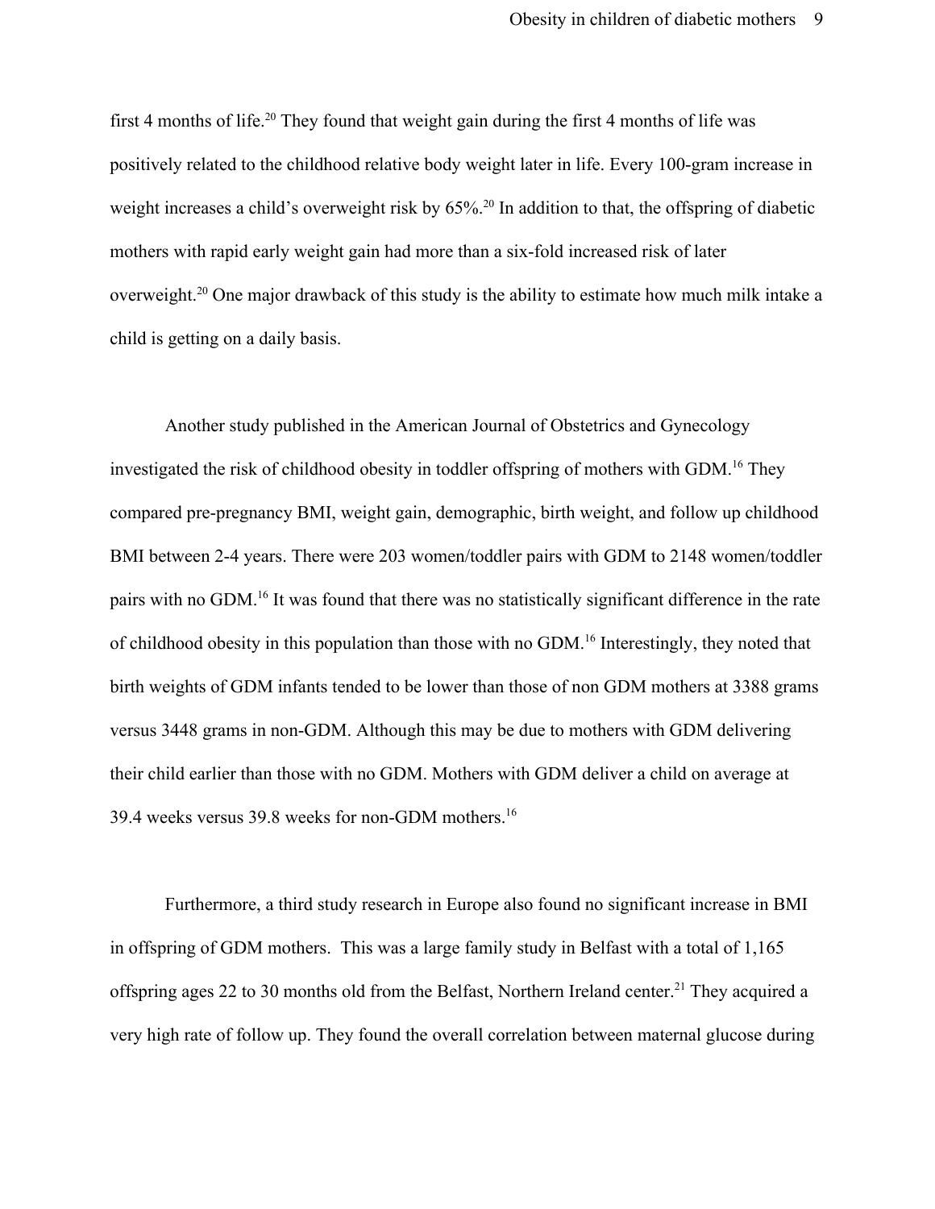first 4 months of life.[20] They found that weight gain during the first 4 months of life was positively related to the childhood relative body weight later in life. Every 100-gram increase in weight increases a child's overweight risk by 65%.[20] In addition to that, the offspring of diabetic mothers with rapid early weight gain had more than a six-fold increased risk of later overweight.[20] One major drawback of this study is the ability to estimate how much milk intake a child is getting on a daily basis.

Another study published in the American Journal of Obstetrics and Gynecology investigated the risk of childhood obesity in toddler offspring of mothers with GDM.[16] They compared pre-pregnancy BMI, weight gain, demographic, birth weight, and follow up childhood BMI between 2-4 years. There were 203 women/toddler pairs with GDM to 2148 women/toddler pairs with no GDM.[16] It was found that there was no statistically significant difference in the rate of childhood obesity in this population than those with no GDM.[16] Interestingly, they noted that birth weights of GDM infants tended to be lower than those of non GDM mothers at 3388 grams versus 3448 grams in non-GDM. Although this may be due to mothers with GDM delivering their child earlier than those with no GDM. Mothers with GDM deliver a child on average at 39.4 weeks versus 39.8 weeks for non-GDM mothers.[16]

Furthermore, a third study research in Europe also found no significant increase in BMI in offspring of GDM mothers. This was a large family study in Belfast with a total of 1,165 offspring ages 22 to 30 months old from the Belfast, Northern Ireland center.[21] They acquired a very high rate of follow up. They found the overall correlation between maternal glucose during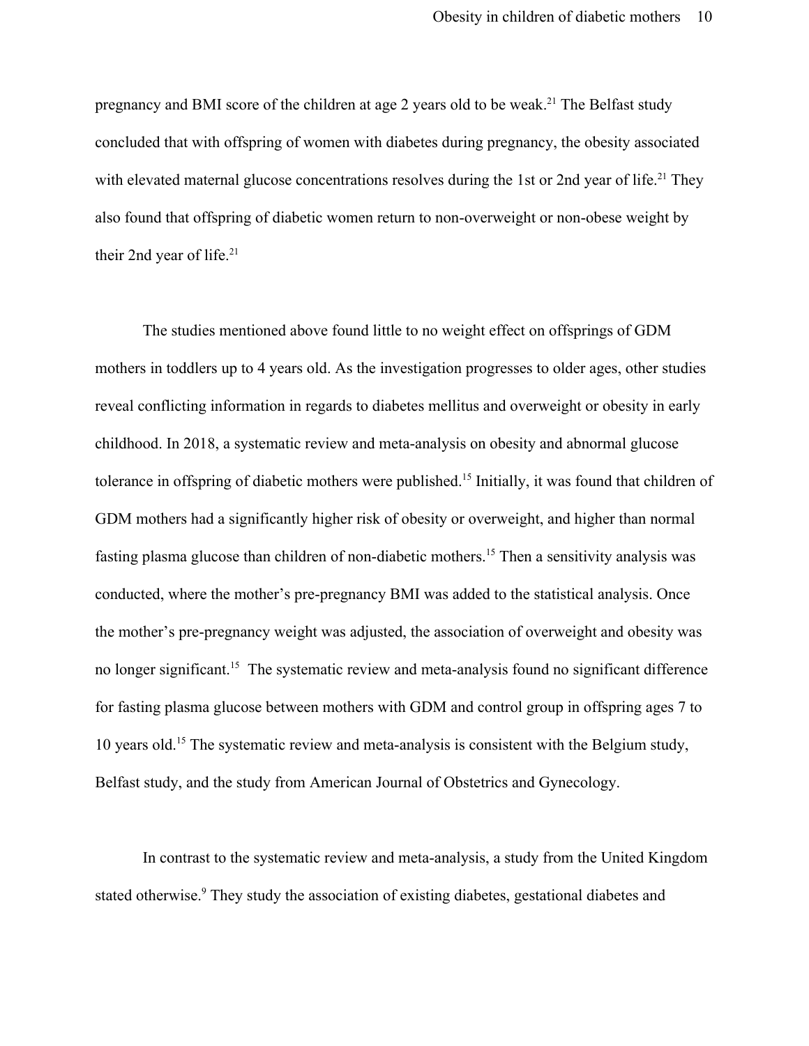pregnancy and BMI score of the children at age 2 years old to be weak.[21] The Belfast study concluded that with offspring of women with diabetes during pregnancy, the obesity associated with elevated maternal glucose concentrations resolves during the 1st or 2nd year of life.[21] They also found that offspring of diabetic women return to non-overweight or non-obese weight by their 2nd year of life.[21]

The studies mentioned above found little to no weight effect on offsprings of GDM mothers in toddlers up to 4 years old. As the investigation progresses to older ages, other studies reveal conflicting information in regards to diabetes mellitus and overweight or obesity in early childhood. In 2018, a systematic review and meta-analysis on obesity and abnormal glucose tolerance in offspring of diabetic mothers were published.[15] Initially, it was found that children of GDM mothers had a significantly higher risk of obesity or overweight, and higher than normal fasting plasma glucose than children of non-diabetic mothers.[15] Then a sensitivity analysis was conducted, where the mother's pre-pregnancy BMI was added to the statistical analysis. Once the mother's pre-pregnancy weight was adjusted, the association of overweight and obesity was no longer significant.[15] The systematic review and meta-analysis found no significant difference for fasting plasma glucose between mothers with GDM and control group in offspring ages 7 to 10 years old.[15] The systematic review and meta-analysis is consistent with the Belgium study, Belfast study, and the study from American Journal of Obstetrics and Gynecology.

In contrast to the systematic review and meta-analysis, a study from the United Kingdom stated otherwise.[9] They study the association of existing diabetes, gestational diabetes and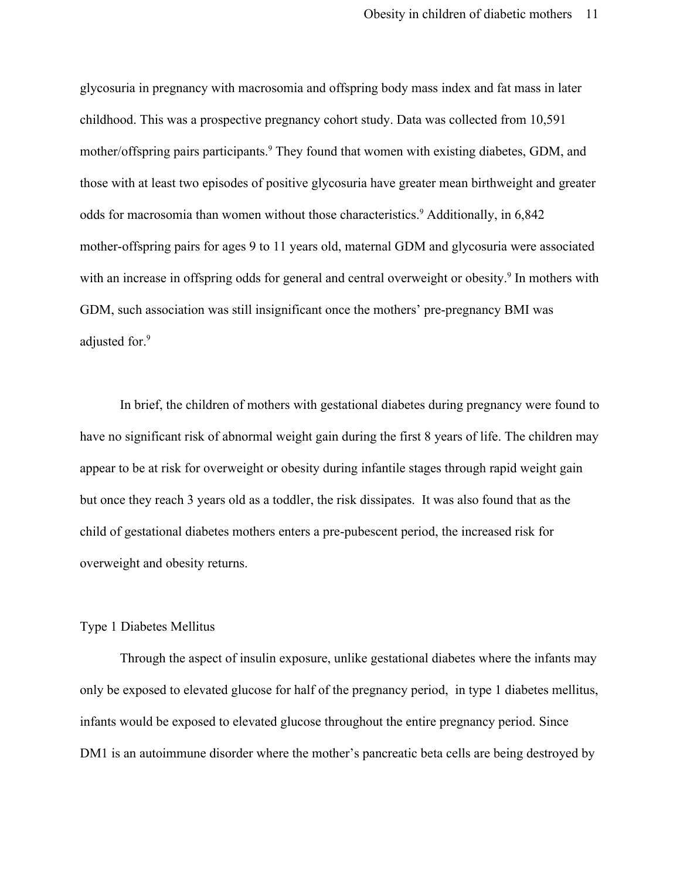glycosuria in pregnancy with macrosomia and offspring body mass index and fat mass in later childhood. This was a prospective pregnancy cohort study. Data was collected from 10,591 mother/offspring pairs participants.[9] They found that women with existing diabetes, GDM, and those with at least two episodes of positive glycosuria have greater mean birthweight and greater odds for macrosomia than women without those characteristics.[9] Additionally, in 6,842 mother-offspring pairs for ages 9 to 11 years old, maternal GDM and glycosuria were associated with an increase in offspring odds for general and central overweight or obesity.[9] In mothers with GDM, such association was still insignificant once the mothers' pre-pregnancy BMI was adjusted for.[9]

In brief, the children of mothers with gestational diabetes during pregnancy were found to have no significant risk of abnormal weight gain during the first 8 years of life. The children may appear to be at risk for overweight or obesity during infantile stages through rapid weight gain but once they reach 3 years old as a toddler, the risk dissipates. It was also found that as the child of gestational diabetes mothers enters a pre-pubescent period, the increased risk for overweight and obesity returns.

## Type 1 Diabetes Mellitus

Through the aspect of insulin exposure, unlike gestational diabetes where the infants may only be exposed to elevated glucose for half of the pregnancy period, in type 1 diabetes mellitus, infants would be exposed to elevated glucose throughout the entire pregnancy period. Since DM1 is an autoimmune disorder where the mother's pancreatic beta cells are being destroyed by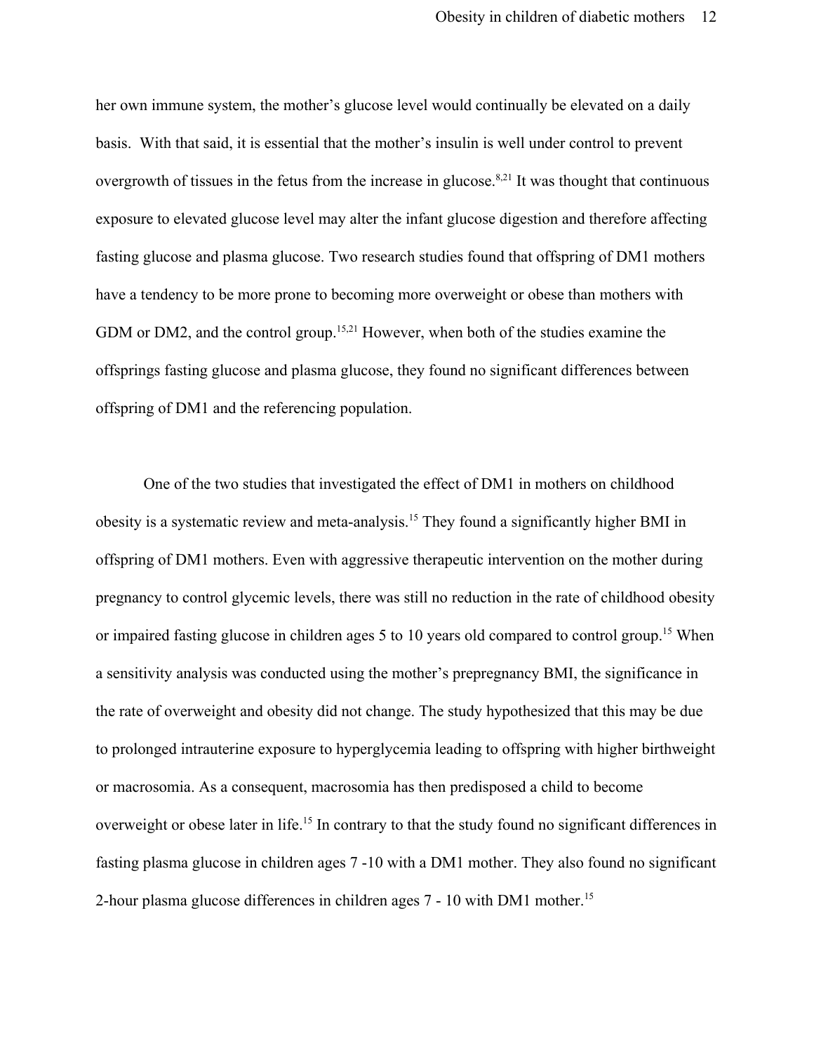her own immune system, the mother's glucose level would continually be elevated on a daily basis. With that said, it is essential that the mother's insulin is well under control to prevent overgrowth of tissues in the fetus from the increase in glucose.[8,21] It was thought that continuous exposure to elevated glucose level may alter the infant glucose digestion and therefore affecting fasting glucose and plasma glucose. Two research studies found that offspring of DM1 mothers have a tendency to be more prone to becoming more overweight or obese than mothers with GDM or DM2, and the control group.[15,21] However, when both of the studies examine the offsprings fasting glucose and plasma glucose, they found no significant differences between offspring of DM1 and the referencing population.

One of the two studies that investigated the effect of DM1 in mothers on childhood obesity is a systematic review and meta-analysis.[15] They found a significantly higher BMI in offspring of DM1 mothers. Even with aggressive therapeutic intervention on the mother during pregnancy to control glycemic levels, there was still no reduction in the rate of childhood obesity or impaired fasting glucose in children ages 5 to 10 years old compared to control group.[15] When a sensitivity analysis was conducted using the mother's prepregnancy BMI, the significance in the rate of overweight and obesity did not change. The study hypothesized that this may be due to prolonged intrauterine exposure to hyperglycemia leading to offspring with higher birthweight or macrosomia. As a consequent, macrosomia has then predisposed a child to become overweight or obese later in life.[15] In contrary to that the study found no significant differences in fasting plasma glucose in children ages 7 -10 with a DM1 mother. They also found no significant 2-hour plasma glucose differences in children ages 7 - 10 with DM1 mother.[15]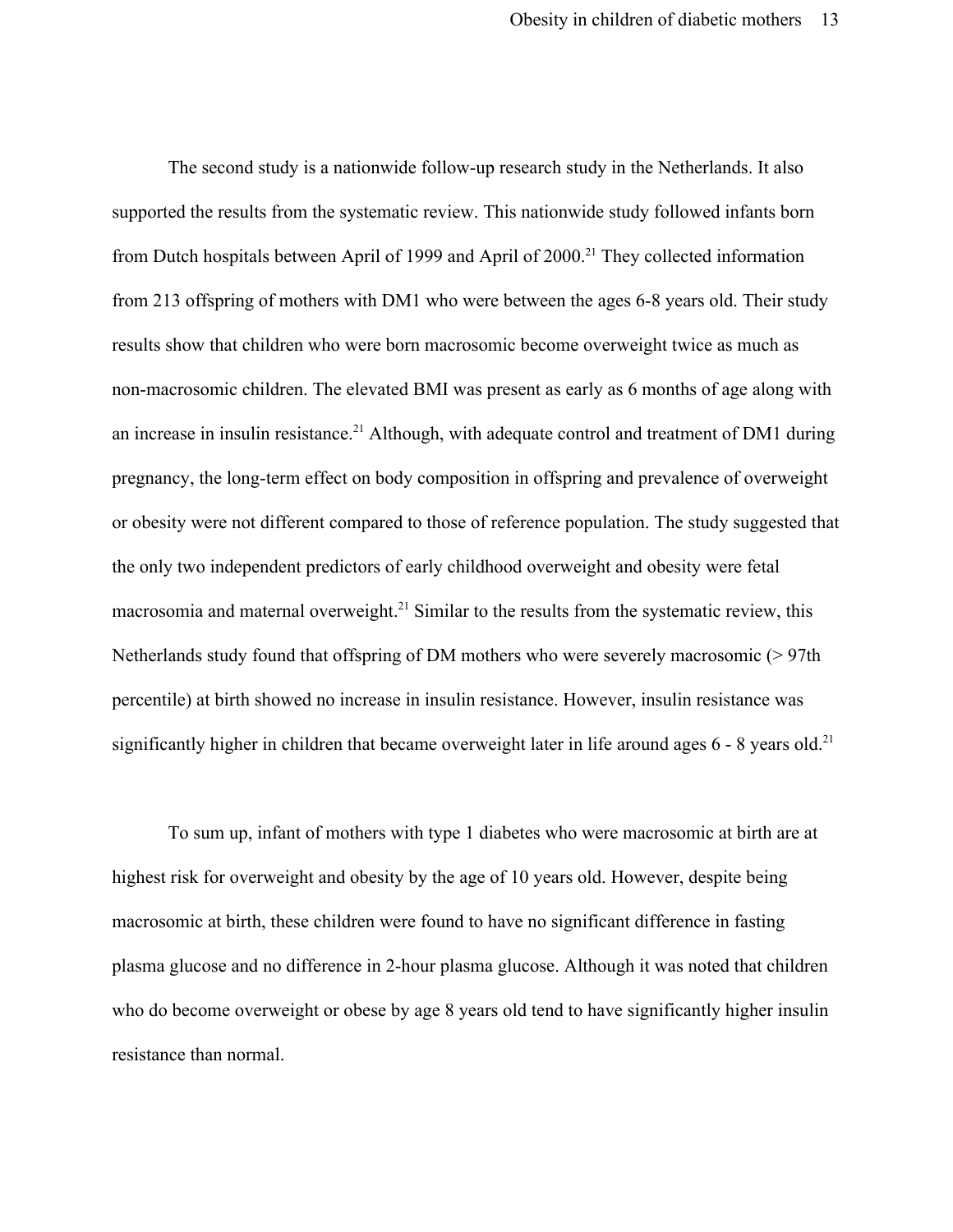The second study is a nationwide follow-up research study in the Netherlands. It also supported the results from the systematic review. This nationwide study followed infants born from Dutch hospitals between April of 1999 and April of 2000.[21] They collected information from 213 offspring of mothers with DM1 who were between the ages 6-8 years old. Their study results show that children who were born macrosomic become overweight twice as much as non-macrosomic children. The elevated BMI was present as early as 6 months of age along with an increase in insulin resistance.[21] Although, with adequate control and treatment of DM1 during pregnancy, the long-term effect on body composition in offspring and prevalence of overweight or obesity were not different compared to those of reference population. The study suggested that the only two independent predictors of early childhood overweight and obesity were fetal macrosomia and maternal overweight.[21] Similar to the results from the systematic review, this Netherlands study found that offspring of DM mothers who were severely macrosomic (> 97th percentile) at birth showed no increase in insulin resistance. However, insulin resistance was significantly higher in children that became overweight later in life around ages 6 - 8 years old.[21]

To sum up, infant of mothers with type 1 diabetes who were macrosomic at birth are at highest risk for overweight and obesity by the age of 10 years old. However, despite being macrosomic at birth, these children were found to have no significant difference in fasting plasma glucose and no difference in 2-hour plasma glucose. Although it was noted that children who do become overweight or obese by age 8 years old tend to have significantly higher insulin resistance than normal.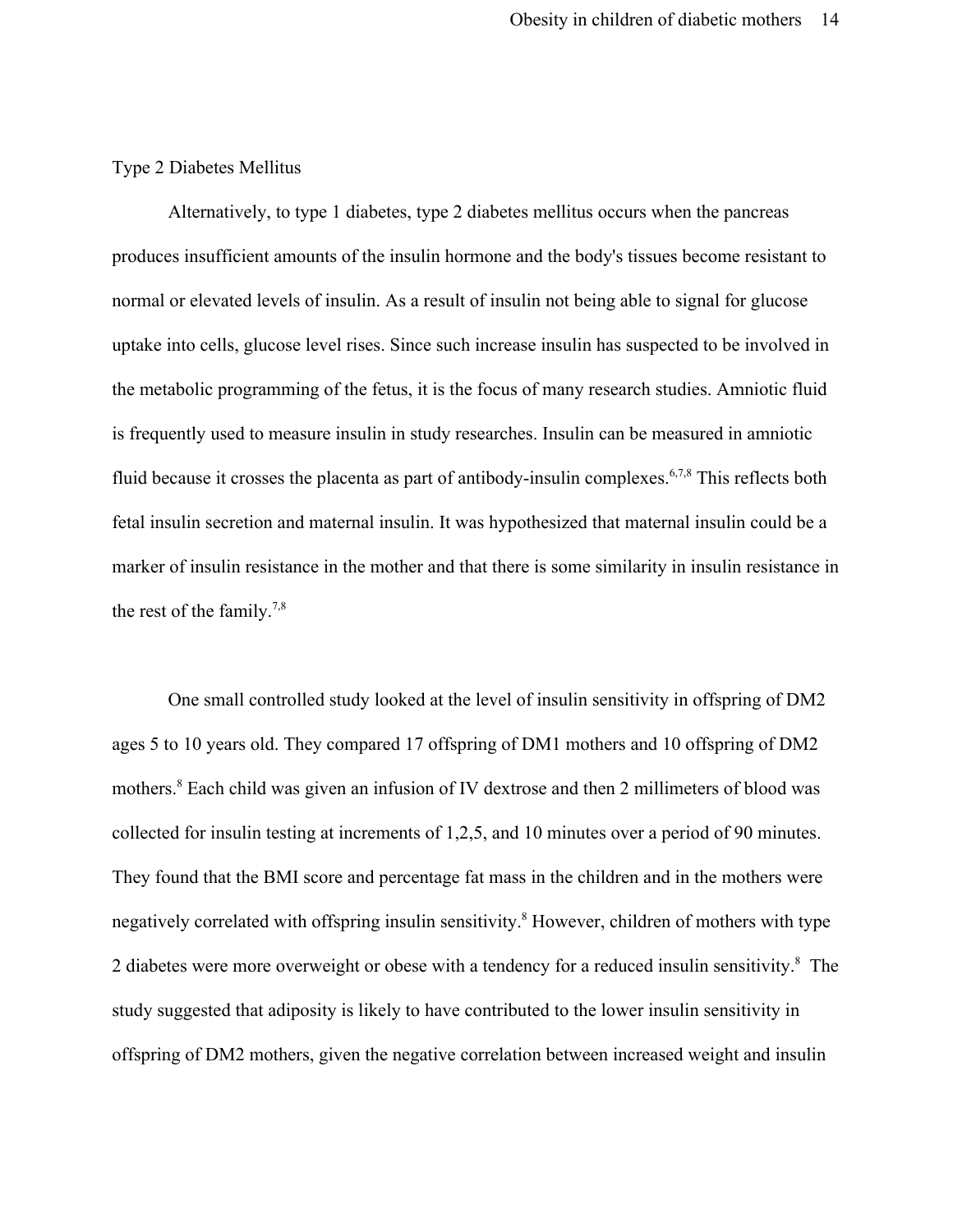## Type 2 Diabetes Mellitus

Alternatively, to type 1 diabetes, type 2 diabetes mellitus occurs when the pancreas produces insufficient amounts of the insulin hormone and the body's tissues become resistant to normal or elevated levels of insulin. As a result of insulin not being able to signal for glucose uptake into cells, glucose level rises. Since such increase insulin has suspected to be involved in the metabolic programming of the fetus, it is the focus of many research studies. Amniotic fluid is frequently used to measure insulin in study researches. Insulin can be measured in amniotic fluid because it crosses the placenta as part of antibody-insulin complexes.[6,7,8] This reflects both fetal insulin secretion and maternal insulin. It was hypothesized that maternal insulin could be a marker of insulin resistance in the mother and that there is some similarity in insulin resistance in the rest of the family.[7,8]

One small controlled study looked at the level of insulin sensitivity in offspring of DM2 ages 5 to 10 years old. They compared 17 offspring of DM1 mothers and 10 offspring of DM2 mothers.[8] Each child was given an infusion of IV dextrose and then 2 millimeters of blood was collected for insulin testing at increments of 1,2,5, and 10 minutes over a period of 90 minutes. They found that the BMI score and percentage fat mass in the children and in the mothers were negatively correlated with offspring insulin sensitivity.[8] However, children of mothers with type 2 diabetes were more overweight or obese with a tendency for a reduced insulin sensitivity.[8] The study suggested that adiposity is likely to have contributed to the lower insulin sensitivity in offspring of DM2 mothers, given the negative correlation between increased weight and insulin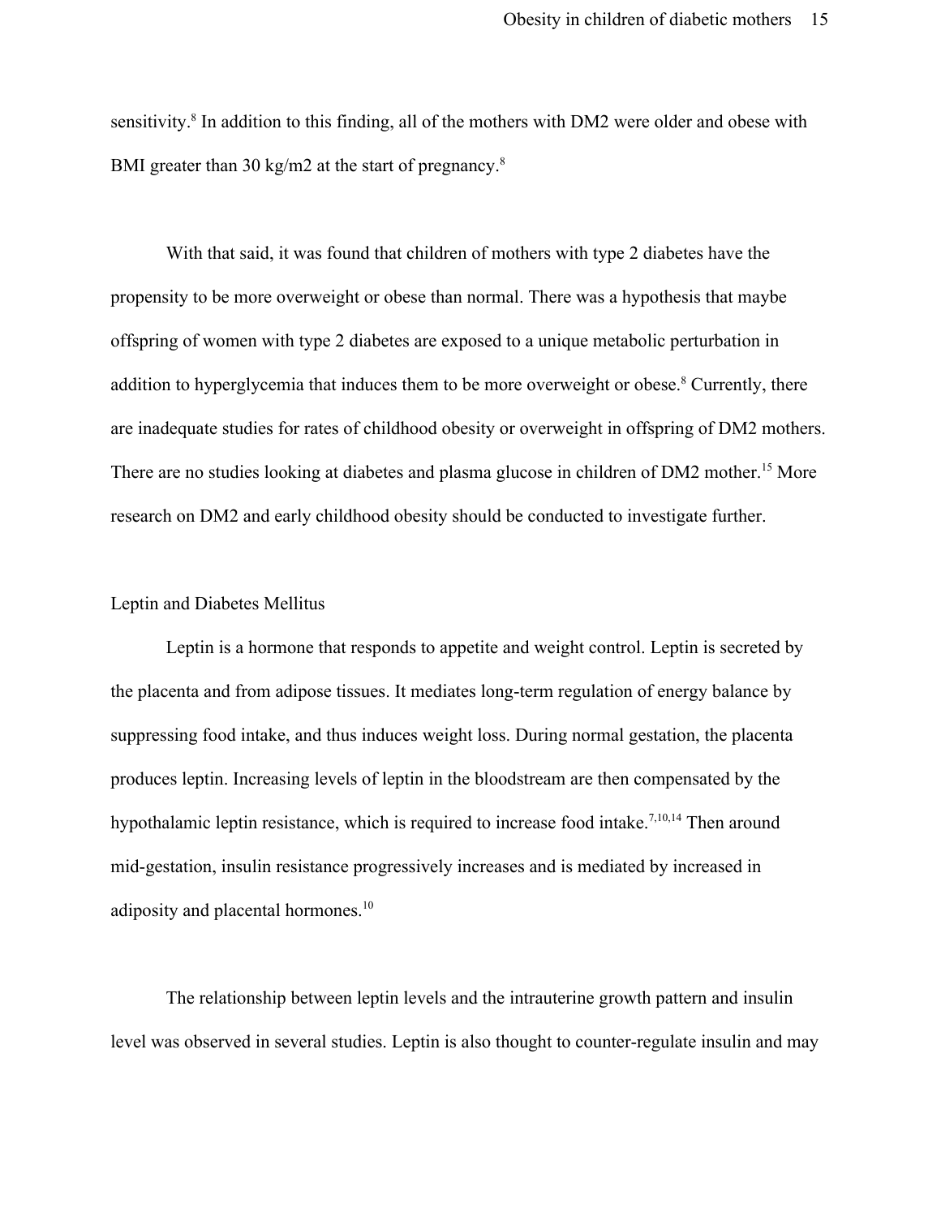sensitivity.[8] In addition to this finding, all of the mothers with DM2 were older and obese with BMI greater than 30 kg/m2 at the start of pregnancy.[8]

With that said, it was found that children of mothers with type 2 diabetes have the propensity to be more overweight or obese than normal. There was a hypothesis that maybe offspring of women with type 2 diabetes are exposed to a unique metabolic perturbation in addition to hyperglycemia that induces them to be more overweight or obese.[8] Currently, there are inadequate studies for rates of childhood obesity or overweight in offspring of DM2 mothers. There are no studies looking at diabetes and plasma glucose in children of DM2 mother.[15] More research on DM2 and early childhood obesity should be conducted to investigate further.

## Leptin and Diabetes Mellitus

Leptin is a hormone that responds to appetite and weight control. Leptin is secreted by the placenta and from adipose tissues. It mediates long-term regulation of energy balance by suppressing food intake, and thus induces weight loss. During normal gestation, the placenta produces leptin. Increasing levels of leptin in the bloodstream are then compensated by the hypothalamic leptin resistance, which is required to increase food intake.[7,10,14] Then around mid-gestation, insulin resistance progressively increases and is mediated by increased in adiposity and placental hormones.[10]

The relationship between leptin levels and the intrauterine growth pattern and insulin level was observed in several studies. Leptin is also thought to counter-regulate insulin and may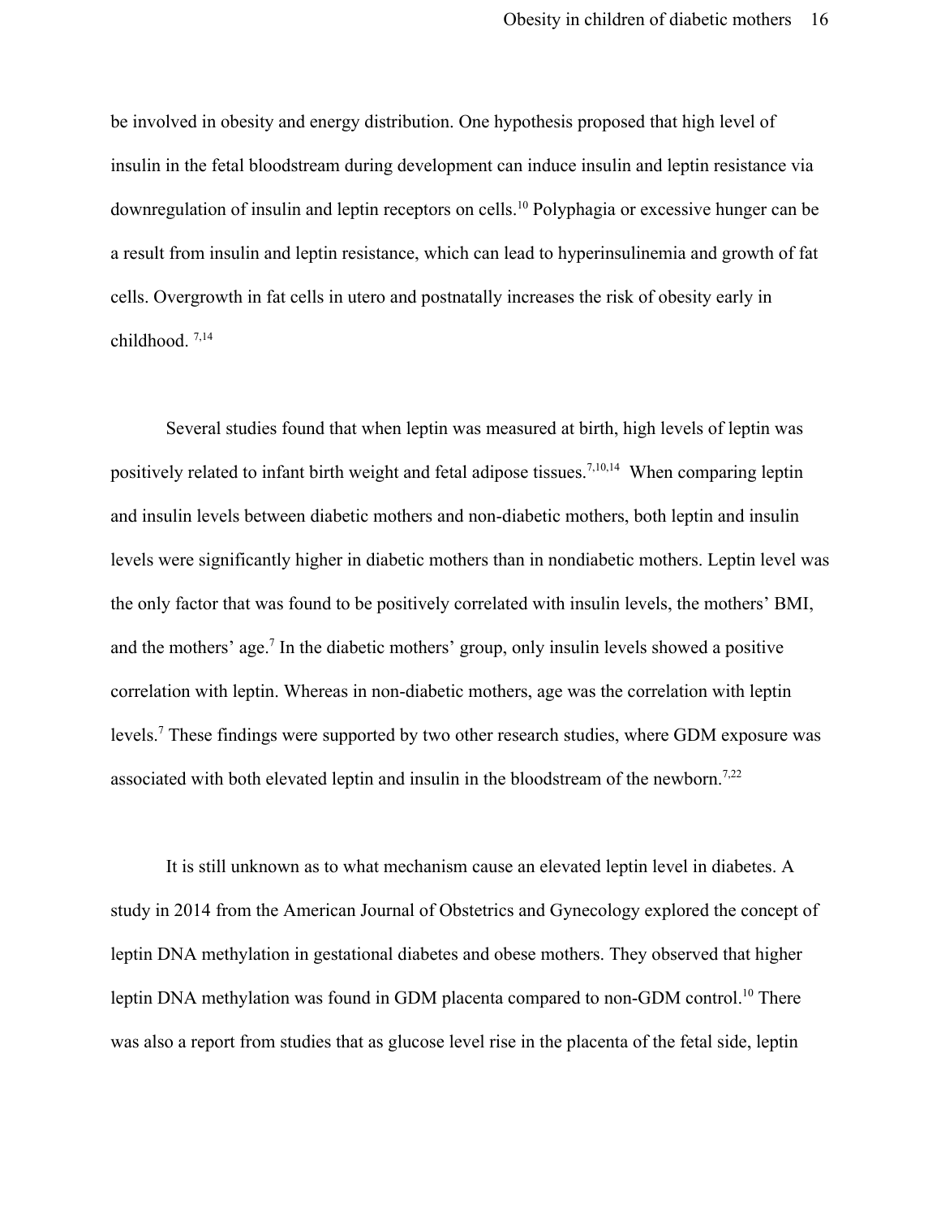be involved in obesity and energy distribution. One hypothesis proposed that high level of insulin in the fetal bloodstream during development can induce insulin and leptin resistance via downregulation of insulin and leptin receptors on cells.[10] Polyphagia or excessive hunger can be a result from insulin and leptin resistance, which can lead to hyperinsulinemia and growth of fat cells. Overgrowth in fat cells in utero and postnatally increases the risk of obesity early in childhood. [7,14]

Several studies found that when leptin was measured at birth, high levels of leptin was positively related to infant birth weight and fetal adipose tissues.[7,10,14] When comparing leptin and insulin levels between diabetic mothers and non-diabetic mothers, both leptin and insulin levels were significantly higher in diabetic mothers than in nondiabetic mothers. Leptin level was the only factor that was found to be positively correlated with insulin levels, the mothers' BMI, and the mothers' age.[7] In the diabetic mothers' group, only insulin levels showed a positive correlation with leptin. Whereas in non-diabetic mothers, age was the correlation with leptin levels.[7] These findings were supported by two other research studies, where GDM exposure was associated with both elevated leptin and insulin in the bloodstream of the newborn.[7,22]

It is still unknown as to what mechanism cause an elevated leptin level in diabetes. A study in 2014 from the American Journal of Obstetrics and Gynecology explored the concept of leptin DNA methylation in gestational diabetes and obese mothers. They observed that higher leptin DNA methylation was found in GDM placenta compared to non-GDM control.[10] There was also a report from studies that as glucose level rise in the placenta of the fetal side, leptin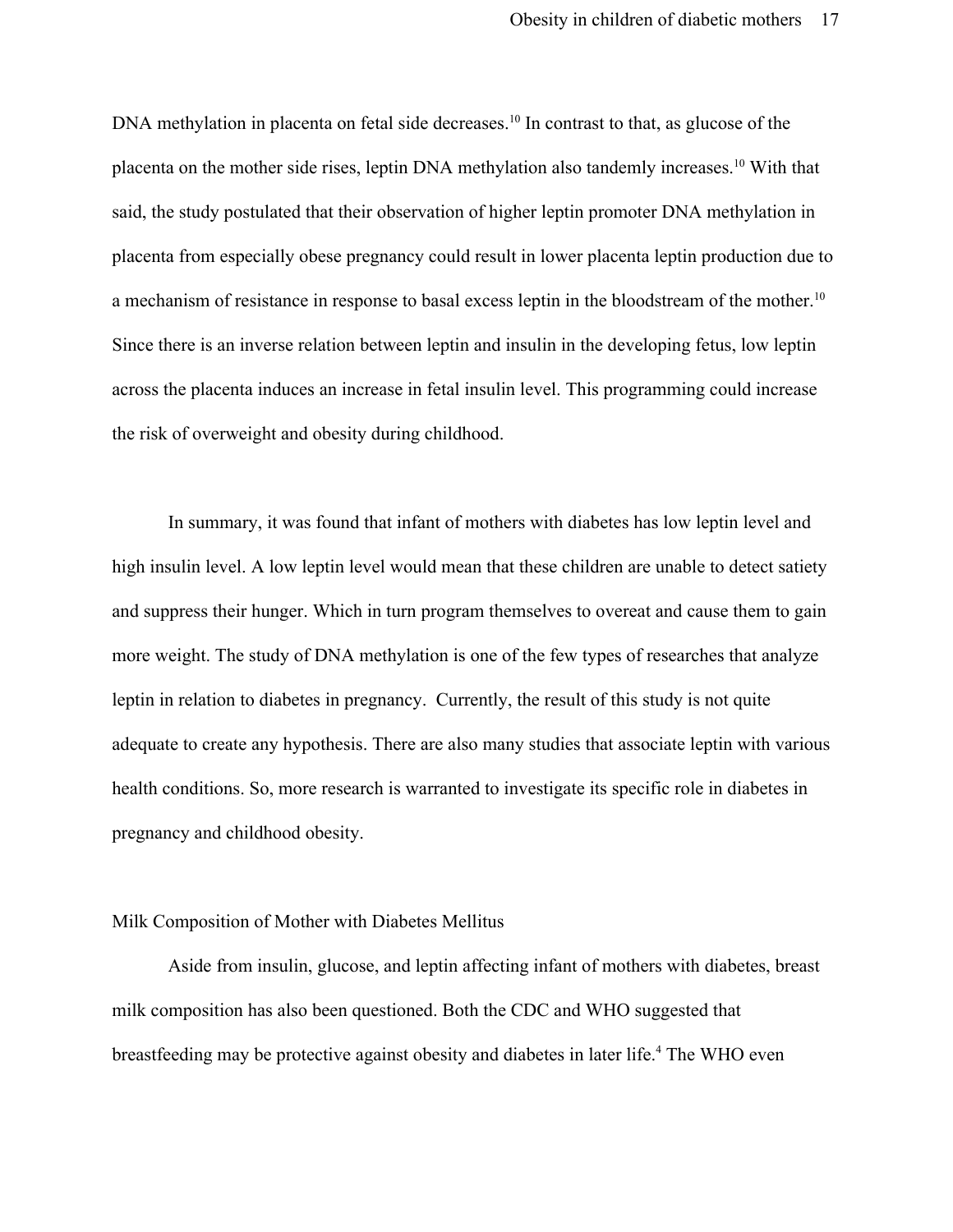DNA methylation in placenta on fetal side decreases.[10] In contrast to that, as glucose of the placenta on the mother side rises, leptin DNA methylation also tandemly increases.[10] With that said, the study postulated that their observation of higher leptin promoter DNA methylation in placenta from especially obese pregnancy could result in lower placenta leptin production due to a mechanism of resistance in response to basal excess leptin in the bloodstream of the mother.[10] Since there is an inverse relation between leptin and insulin in the developing fetus, low leptin across the placenta induces an increase in fetal insulin level. This programming could increase the risk of overweight and obesity during childhood.

In summary, it was found that infant of mothers with diabetes has low leptin level and high insulin level. A low leptin level would mean that these children are unable to detect satiety and suppress their hunger. Which in turn program themselves to overeat and cause them to gain more weight. The study of DNA methylation is one of the few types of researches that analyze leptin in relation to diabetes in pregnancy. Currently, the result of this study is not quite adequate to create any hypothesis. There are also many studies that associate leptin with various health conditions. So, more research is warranted to investigate its specific role in diabetes in pregnancy and childhood obesity.

## Milk Composition of Mother with Diabetes Mellitus

Aside from insulin, glucose, and leptin affecting infant of mothers with diabetes, breast milk composition has also been questioned. Both the CDC and WHO suggested that breastfeeding may be protective against obesity and diabetes in later life.[4] The WHO even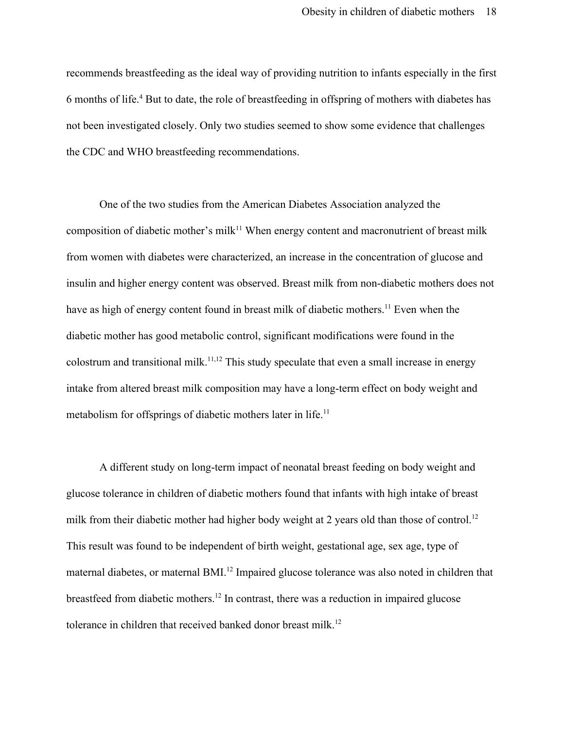recommends breastfeeding as the ideal way of providing nutrition to infants especially in the first 6 months of life.[4] But to date, the role of breastfeeding in offspring of mothers with diabetes has not been investigated closely. Only two studies seemed to show some evidence that challenges the CDC and WHO breastfeeding recommendations.

One of the two studies from the American Diabetes Association analyzed the composition of diabetic mother's milk[11] When energy content and macronutrient of breast milk from women with diabetes were characterized, an increase in the concentration of glucose and insulin and higher energy content was observed. Breast milk from non-diabetic mothers does not have as high of energy content found in breast milk of diabetic mothers.[11] Even when the diabetic mother has good metabolic control, significant modifications were found in the colostrum and transitional milk.[11,12] This study speculate that even a small increase in energy intake from altered breast milk composition may have a long-term effect on body weight and metabolism for offsprings of diabetic mothers later in life.[11]

A different study on long-term impact of neonatal breast feeding on body weight and glucose tolerance in children of diabetic mothers found that infants with high intake of breast milk from their diabetic mother had higher body weight at 2 years old than those of control.[12] This result was found to be independent of birth weight, gestational age, sex age, type of maternal diabetes, or maternal BMI.[12] Impaired glucose tolerance was also noted in children that breastfeed from diabetic mothers.[12] In contrast, there was a reduction in impaired glucose tolerance in children that received banked donor breast milk.[12]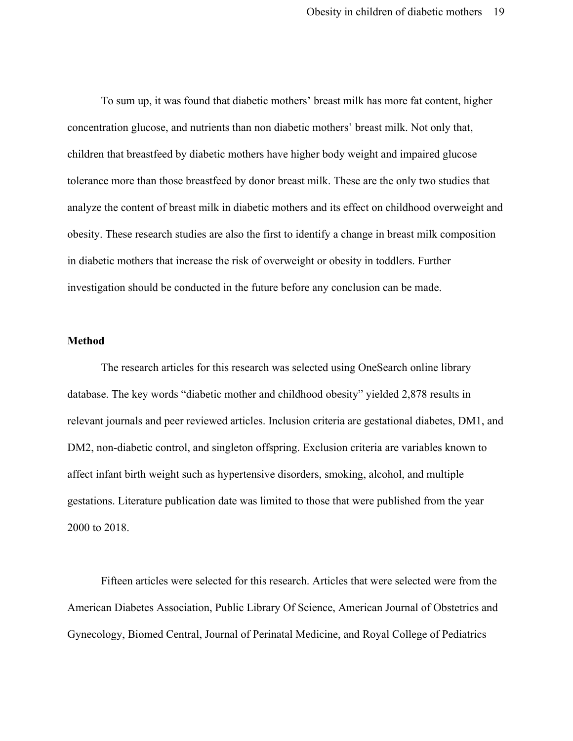To sum up, it was found that diabetic mothers' breast milk has more fat content, higher concentration glucose, and nutrients than non diabetic mothers' breast milk. Not only that, children that breastfeed by diabetic mothers have higher body weight and impaired glucose tolerance more than those breastfeed by donor breast milk. These are the only two studies that analyze the content of breast milk in diabetic mothers and its effect on childhood overweight and obesity. These research studies are also the first to identify a change in breast milk composition in diabetic mothers that increase the risk of overweight or obesity in toddlers. Further investigation should be conducted in the future before any conclusion can be made.

**Method**

The research articles for this research was selected using OneSearch online library database. The key words "diabetic mother and childhood obesity" yielded 2,878 results in relevant journals and peer reviewed articles. Inclusion criteria are gestational diabetes, DM1, and DM2, non-diabetic control, and singleton offspring. Exclusion criteria are variables known to affect infant birth weight such as hypertensive disorders, smoking, alcohol, and multiple gestations. Literature publication date was limited to those that were published from the year 2000 to 2018.

Fifteen articles were selected for this research. Articles that were selected were from the American Diabetes Association, Public Library Of Science, American Journal of Obstetrics and Gynecology, Biomed Central, Journal of Perinatal Medicine, and Royal College of Pediatrics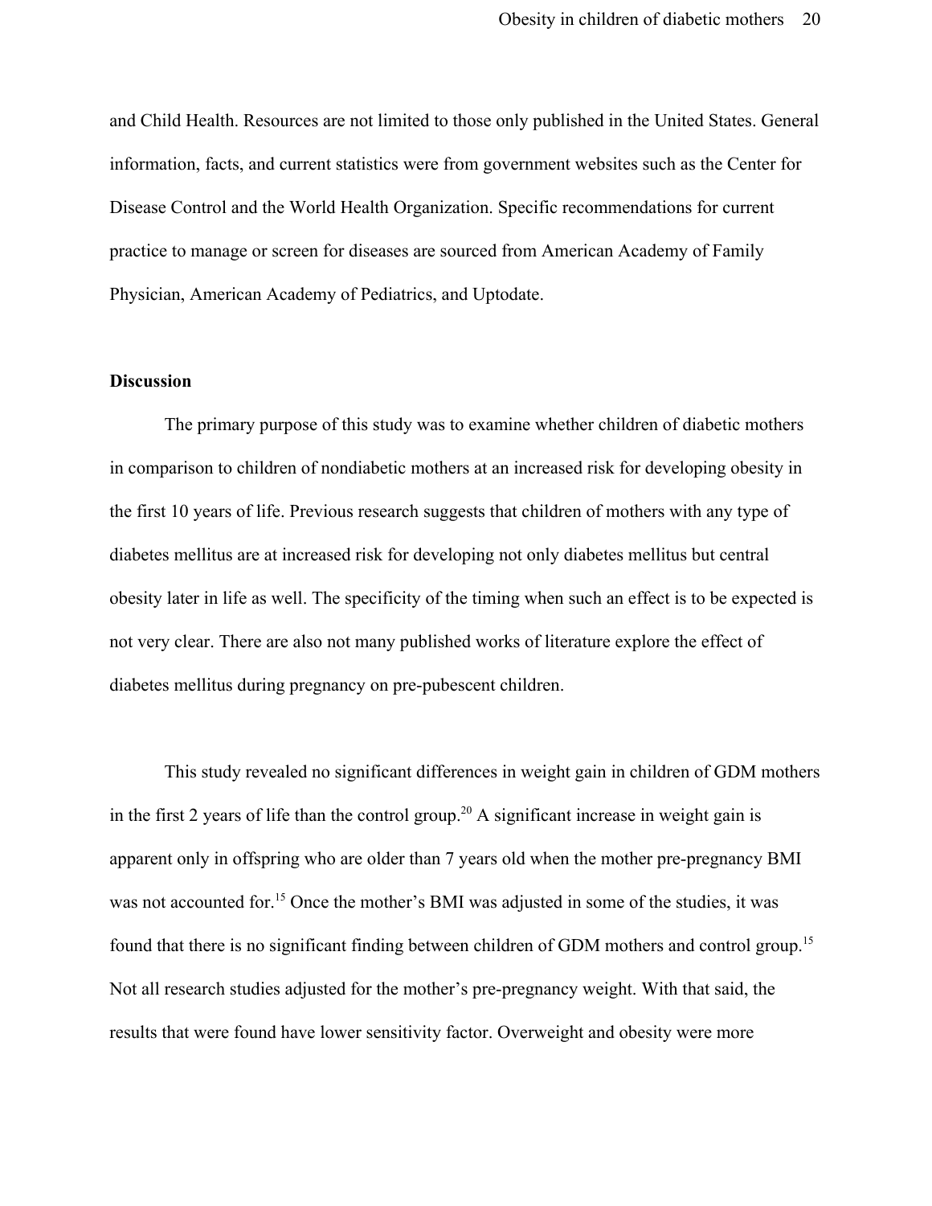and Child Health. Resources are not limited to those only published in the United States. General information, facts, and current statistics were from government websites such as the Center for Disease Control and the World Health Organization. Specific recommendations for current practice to manage or screen for diseases are sourced from American Academy of Family Physician, American Academy of Pediatrics, and Uptodate.

**Discussion**

The primary purpose of this study was to examine whether children of diabetic mothers in comparison to children of nondiabetic mothers at an increased risk for developing obesity in the first 10 years of life. Previous research suggests that children of mothers with any type of diabetes mellitus are at increased risk for developing not only diabetes mellitus but central obesity later in life as well. The specificity of the timing when such an effect is to be expected is not very clear. There are also not many published works of literature explore the effect of diabetes mellitus during pregnancy on pre-pubescent children.

This study revealed no significant differences in weight gain in children of GDM mothers in the first 2 years of life than the control group.[20] A significant increase in weight gain is apparent only in offspring who are older than 7 years old when the mother pre-pregnancy BMI was not accounted for.[15] Once the mother's BMI was adjusted in some of the studies, it was found that there is no significant finding between children of GDM mothers and control group.[15] Not all research studies adjusted for the mother's pre-pregnancy weight. With that said, the results that were found have lower sensitivity factor. Overweight and obesity were more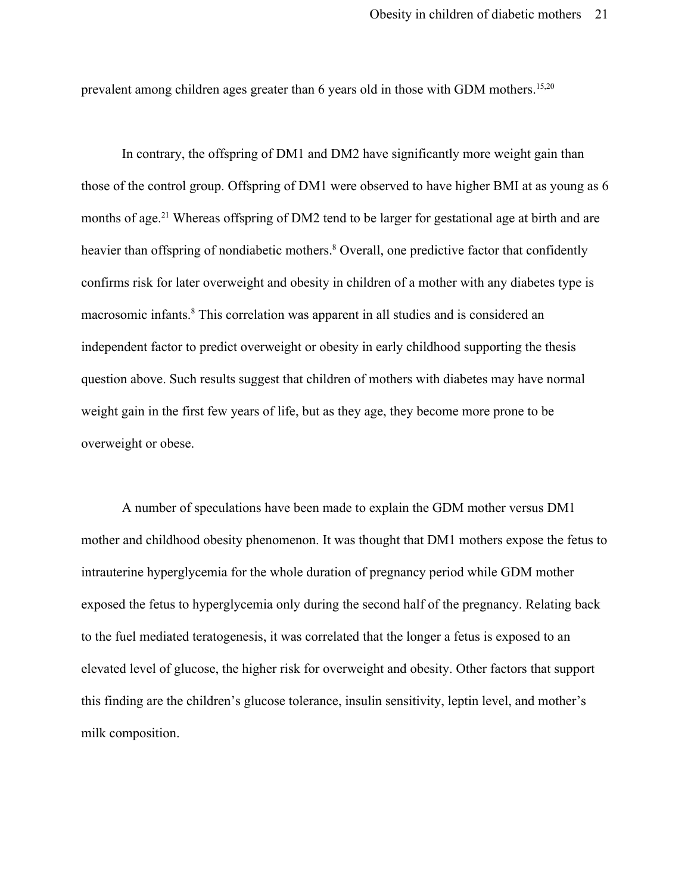prevalent among children ages greater than 6 years old in those with GDM mothers.[15,20]

In contrary, the offspring of DM1 and DM2 have significantly more weight gain than those of the control group. Offspring of DM1 were observed to have higher BMI at as young as 6 months of age.[21] Whereas offspring of DM2 tend to be larger for gestational age at birth and are heavier than offspring of nondiabetic mothers.[8] Overall, one predictive factor that confidently confirms risk for later overweight and obesity in children of a mother with any diabetes type is macrosomic infants.[8] This correlation was apparent in all studies and is considered an independent factor to predict overweight or obesity in early childhood supporting the thesis question above. Such results suggest that children of mothers with diabetes may have normal weight gain in the first few years of life, but as they age, they become more prone to be overweight or obese.

A number of speculations have been made to explain the GDM mother versus DM1 mother and childhood obesity phenomenon. It was thought that DM1 mothers expose the fetus to intrauterine hyperglycemia for the whole duration of pregnancy period while GDM mother exposed the fetus to hyperglycemia only during the second half of the pregnancy. Relating back to the fuel mediated teratogenesis, it was correlated that the longer a fetus is exposed to an elevated level of glucose, the higher risk for overweight and obesity. Other factors that support this finding are the children's glucose tolerance, insulin sensitivity, leptin level, and mother's milk composition.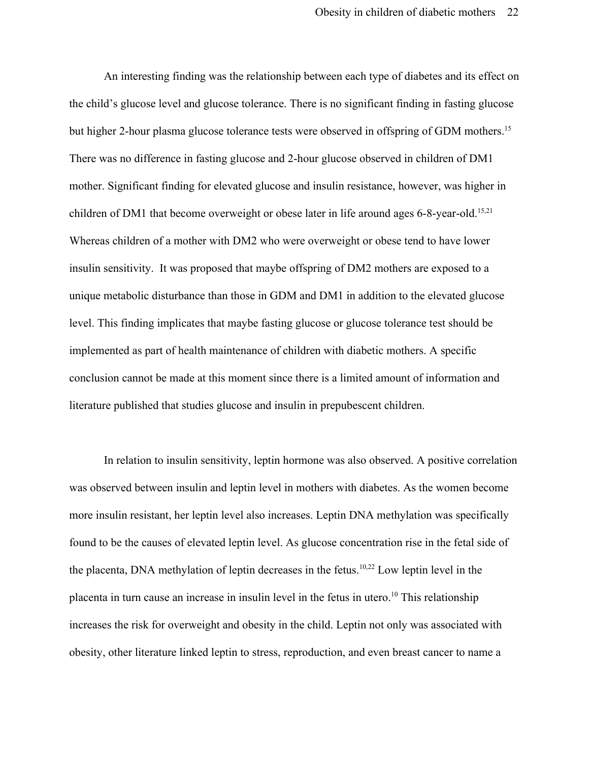An interesting finding was the relationship between each type of diabetes and its effect on the child's glucose level and glucose tolerance. There is no significant finding in fasting glucose but higher 2-hour plasma glucose tolerance tests were observed in offspring of GDM mothers.[15] There was no difference in fasting glucose and 2-hour glucose observed in children of DM1 mother. Significant finding for elevated glucose and insulin resistance, however, was higher in children of DM1 that become overweight or obese later in life around ages 6-8-year-old.[15,21] Whereas children of a mother with DM2 who were overweight or obese tend to have lower insulin sensitivity. It was proposed that maybe offspring of DM2 mothers are exposed to a unique metabolic disturbance than those in GDM and DM1 in addition to the elevated glucose level. This finding implicates that maybe fasting glucose or glucose tolerance test should be implemented as part of health maintenance of children with diabetic mothers. A specific conclusion cannot be made at this moment since there is a limited amount of information and literature published that studies glucose and insulin in prepubescent children.

In relation to insulin sensitivity, leptin hormone was also observed. A positive correlation was observed between insulin and leptin level in mothers with diabetes. As the women become more insulin resistant, her leptin level also increases. Leptin DNA methylation was specifically found to be the causes of elevated leptin level. As glucose concentration rise in the fetal side of the placenta, DNA methylation of leptin decreases in the fetus.[10,22] Low leptin level in the placenta in turn cause an increase in insulin level in the fetus in utero.[10] This relationship increases the risk for overweight and obesity in the child. Leptin not only was associated with obesity, other literature linked leptin to stress, reproduction, and even breast cancer to name a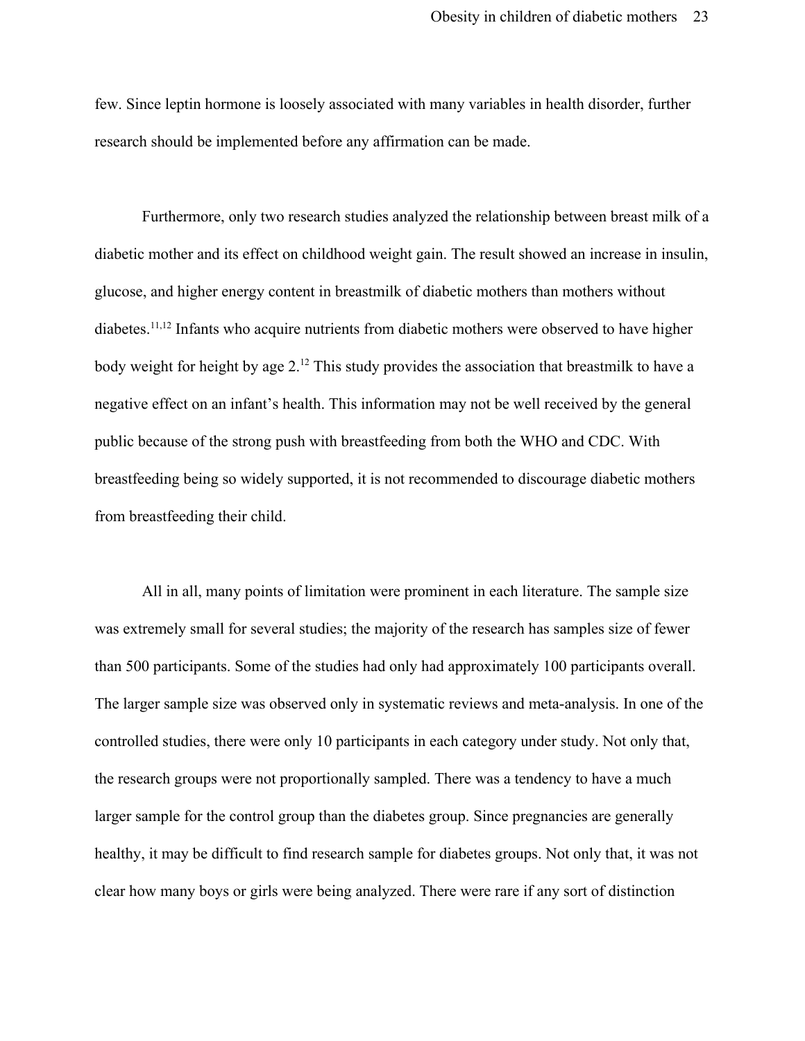few. Since leptin hormone is loosely associated with many variables in health disorder, further research should be implemented before any affirmation can be made.

Furthermore, only two research studies analyzed the relationship between breast milk of a diabetic mother and its effect on childhood weight gain. The result showed an increase in insulin, glucose, and higher energy content in breastmilk of diabetic mothers than mothers without diabetes.[11,12] Infants who acquire nutrients from diabetic mothers were observed to have higher body weight for height by age 2.[12] This study provides the association that breastmilk to have a negative effect on an infant's health. This information may not be well received by the general public because of the strong push with breastfeeding from both the WHO and CDC. With breastfeeding being so widely supported, it is not recommended to discourage diabetic mothers from breastfeeding their child.

All in all, many points of limitation were prominent in each literature. The sample size was extremely small for several studies; the majority of the research has samples size of fewer than 500 participants. Some of the studies had only had approximately 100 participants overall. The larger sample size was observed only in systematic reviews and meta-analysis. In one of the controlled studies, there were only 10 participants in each category under study. Not only that, the research groups were not proportionally sampled. There was a tendency to have a much larger sample for the control group than the diabetes group. Since pregnancies are generally healthy, it may be difficult to find research sample for diabetes groups. Not only that, it was not clear how many boys or girls were being analyzed. There were rare if any sort of distinction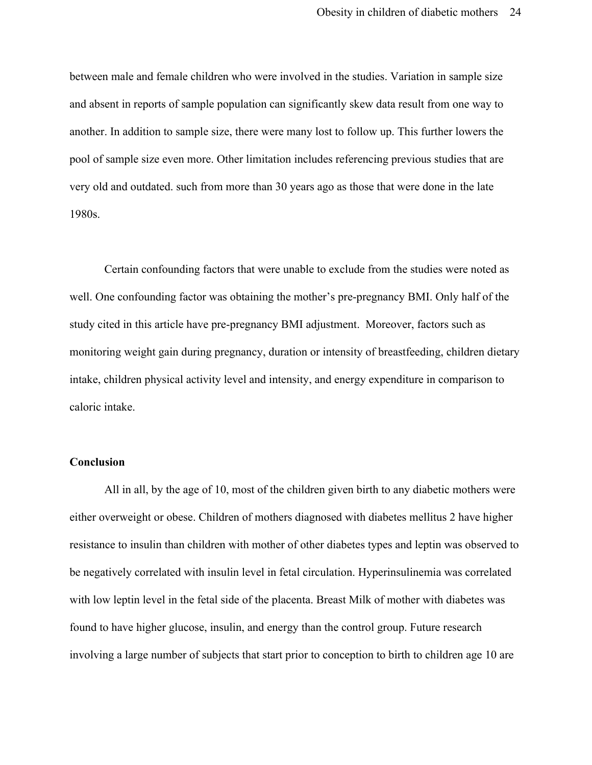between male and female children who were involved in the studies. Variation in sample size and absent in reports of sample population can significantly skew data result from one way to another. In addition to sample size, there were many lost to follow up. This further lowers the pool of sample size even more. Other limitation includes referencing previous studies that are very old and outdated. such from more than 30 years ago as those that were done in the late 1980s.

Certain confounding factors that were unable to exclude from the studies were noted as well. One confounding factor was obtaining the mother's pre-pregnancy BMI. Only half of the study cited in this article have pre-pregnancy BMI adjustment. Moreover, factors such as monitoring weight gain during pregnancy, duration or intensity of breastfeeding, children dietary intake, children physical activity level and intensity, and energy expenditure in comparison to caloric intake.

**Conclusion**

All in all, by the age of 10, most of the children given birth to any diabetic mothers were either overweight or obese. Children of mothers diagnosed with diabetes mellitus 2 have higher resistance to insulin than children with mother of other diabetes types and leptin was observed to be negatively correlated with insulin level in fetal circulation. Hyperinsulinemia was correlated with low leptin level in the fetal side of the placenta. Breast Milk of mother with diabetes was found to have higher glucose, insulin, and energy than the control group. Future research involving a large number of subjects that start prior to conception to birth to children age 10 are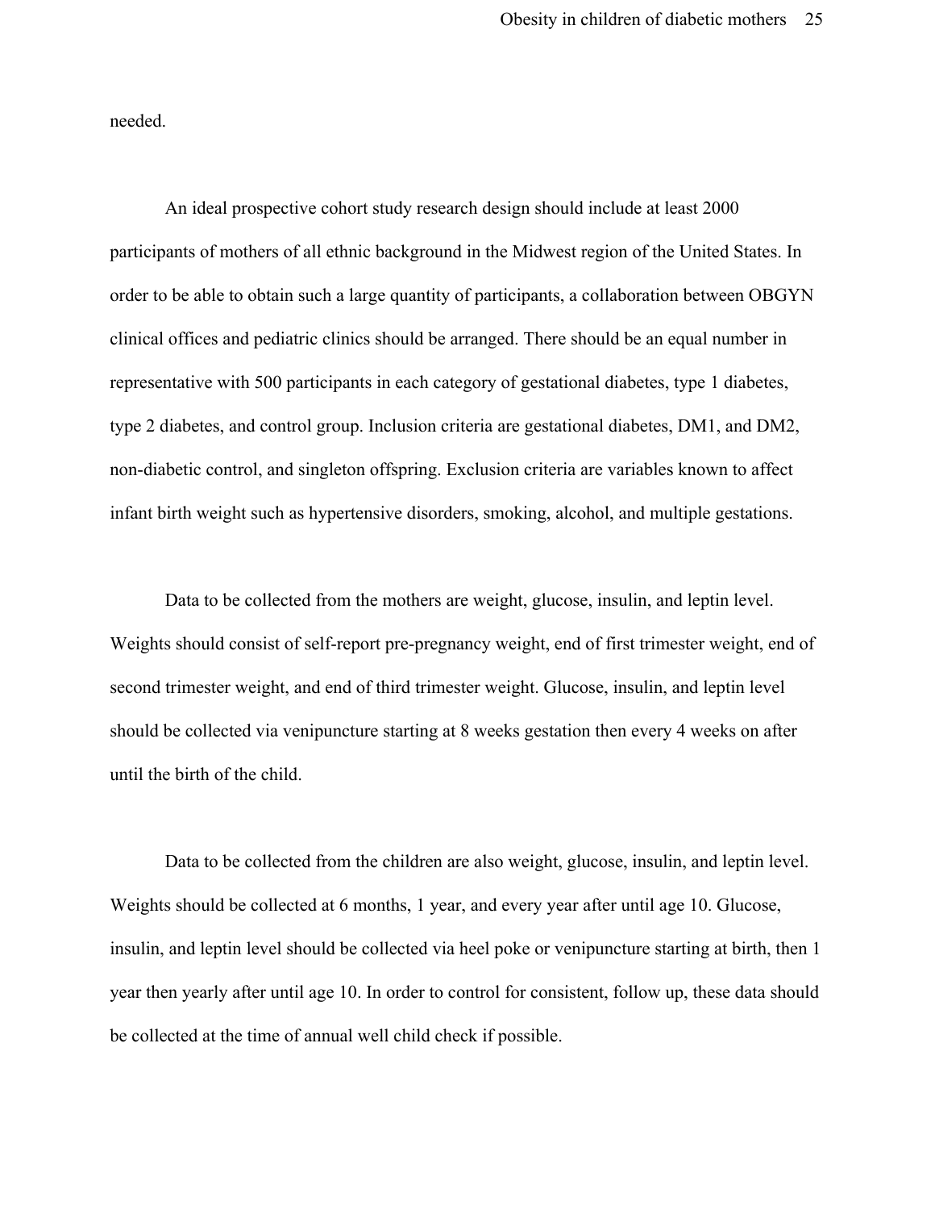needed.

An ideal prospective cohort study research design should include at least 2000 participants of mothers of all ethnic background in the Midwest region of the United States. In order to be able to obtain such a large quantity of participants, a collaboration between OBGYN clinical offices and pediatric clinics should be arranged. There should be an equal number in representative with 500 participants in each category of gestational diabetes, type 1 diabetes, type 2 diabetes, and control group. Inclusion criteria are gestational diabetes, DM1, and DM2, non-diabetic control, and singleton offspring. Exclusion criteria are variables known to affect infant birth weight such as hypertensive disorders, smoking, alcohol, and multiple gestations.

Data to be collected from the mothers are weight, glucose, insulin, and leptin level. Weights should consist of self-report pre-pregnancy weight, end of first trimester weight, end of second trimester weight, and end of third trimester weight. Glucose, insulin, and leptin level should be collected via venipuncture starting at 8 weeks gestation then every 4 weeks on after until the birth of the child.

Data to be collected from the children are also weight, glucose, insulin, and leptin level. Weights should be collected at 6 months, 1 year, and every year after until age 10. Glucose, insulin, and leptin level should be collected via heel poke or venipuncture starting at birth, then 1 year then yearly after until age 10. In order to control for consistent, follow up, these data should be collected at the time of annual well child check if possible.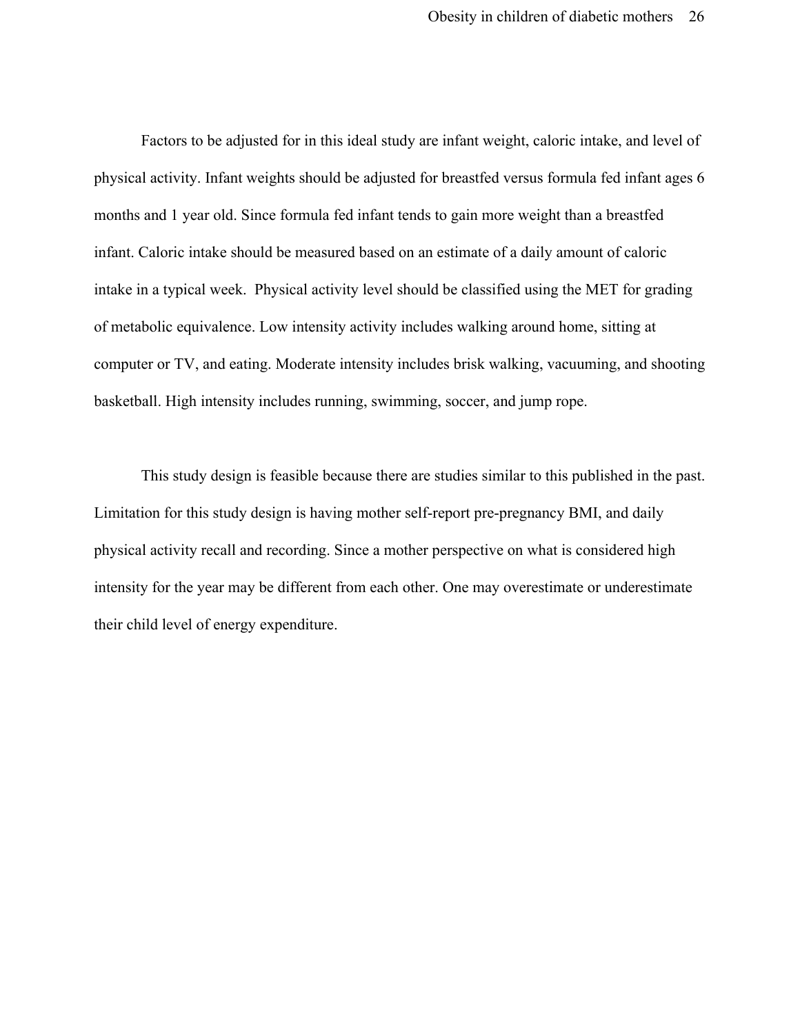Factors to be adjusted for in this ideal study are infant weight, caloric intake, and level of physical activity. Infant weights should be adjusted for breastfed versus formula fed infant ages 6 months and 1 year old. Since formula fed infant tends to gain more weight than a breastfed infant. Caloric intake should be measured based on an estimate of a daily amount of caloric intake in a typical week.  Physical activity level should be classified using the MET for grading of metabolic equivalence. Low intensity activity includes walking around home, sitting at computer or TV, and eating. Moderate intensity includes brisk walking, vacuuming, and shooting basketball. High intensity includes running, swimming, soccer, and jump rope.

This study design is feasible because there are studies similar to this published in the past. Limitation for this study design is having mother self-report pre-pregnancy BMI, and daily physical activity recall and recording. Since a mother perspective on what is considered high intensity for the year may be different from each other. One may overestimate or underestimate their child level of energy expenditure.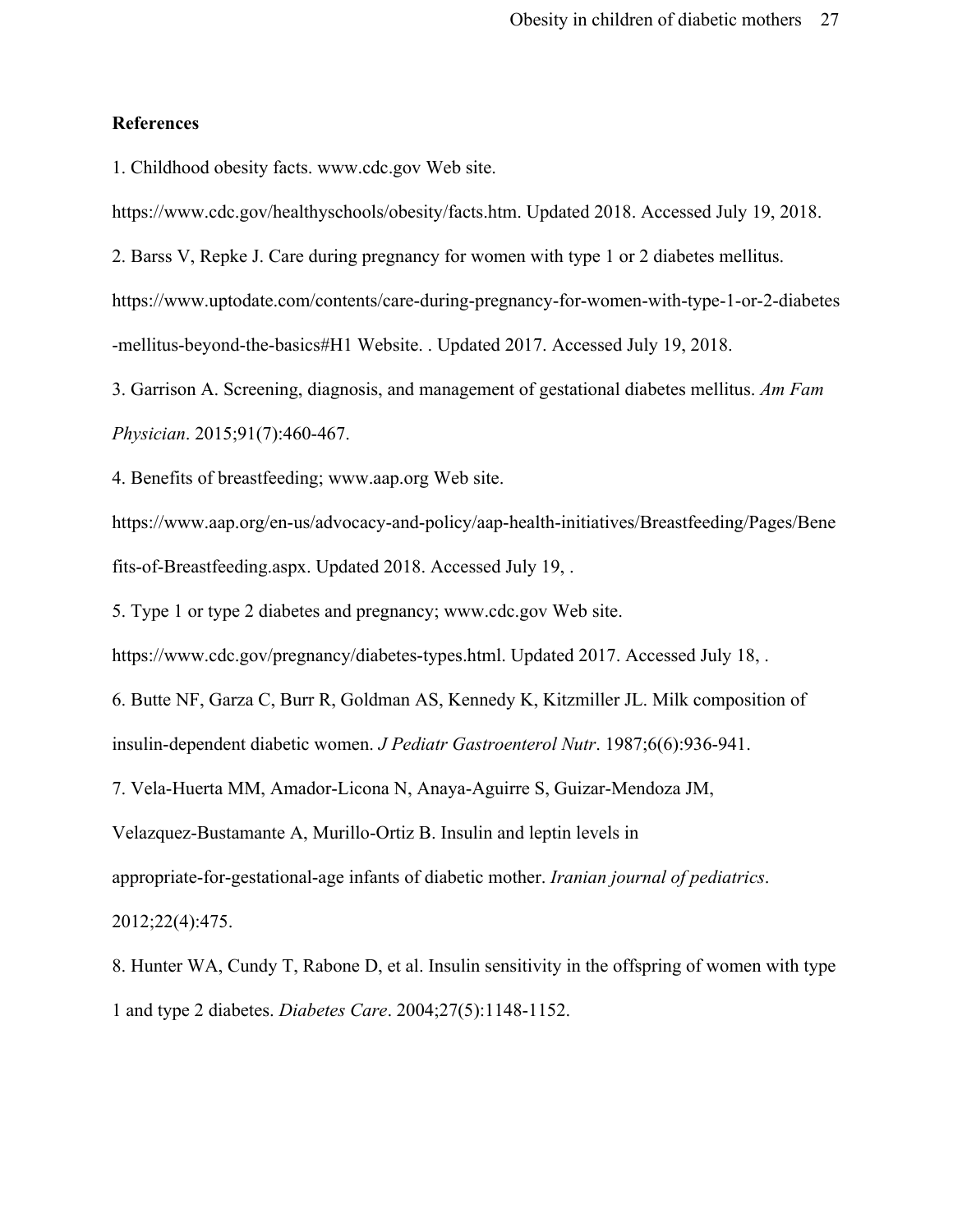**References**

1. Childhood obesity facts. www.cdc.gov Web site. https://www.cdc.gov/healthyschools/obesity/facts.htm. Updated 2018. Accessed July 19, 2018.

2. Barss V, Repke J. Care during pregnancy for women with type 1 or 2 diabetes mellitus. https://www.uptodate.com/contents/care-during-pregnancy-for-women-with-type-1-or-2-diabetes-mellitus-beyond-the-basics#H1 Website. . Updated 2017. Accessed July 19, 2018.

3. Garrison A. Screening, diagnosis, and management of gestational diabetes mellitus. *Am Fam Physician*. 2015;91(7):460-467.

4. Benefits of breastfeeding; www.aap.org Web site. https://www.aap.org/en-us/advocacy-and-policy/aap-health-initiatives/Breastfeeding/Pages/Benefits-of-Breastfeeding.aspx. Updated 2018. Accessed July 19, .

5. Type 1 or type 2 diabetes and pregnancy; www.cdc.gov Web site. https://www.cdc.gov/pregnancy/diabetes-types.html. Updated 2017. Accessed July 18, .

6. Butte NF, Garza C, Burr R, Goldman AS, Kennedy K, Kitzmiller JL. Milk composition of insulin-dependent diabetic women. *J Pediatr Gastroenterol Nutr*. 1987;6(6):936-941.

7. Vela-Huerta MM, Amador-Licona N, Anaya-Aguirre S, Guizar-Mendoza JM, Velazquez-Bustamante A, Murillo-Ortiz B. Insulin and leptin levels in appropriate-for-gestational-age infants of diabetic mother. *Iranian journal of pediatrics*. 2012;22(4):475.

8. Hunter WA, Cundy T, Rabone D, et al. Insulin sensitivity in the offspring of women with type 1 and type 2 diabetes. *Diabetes Care*. 2004;27(5):1148-1152.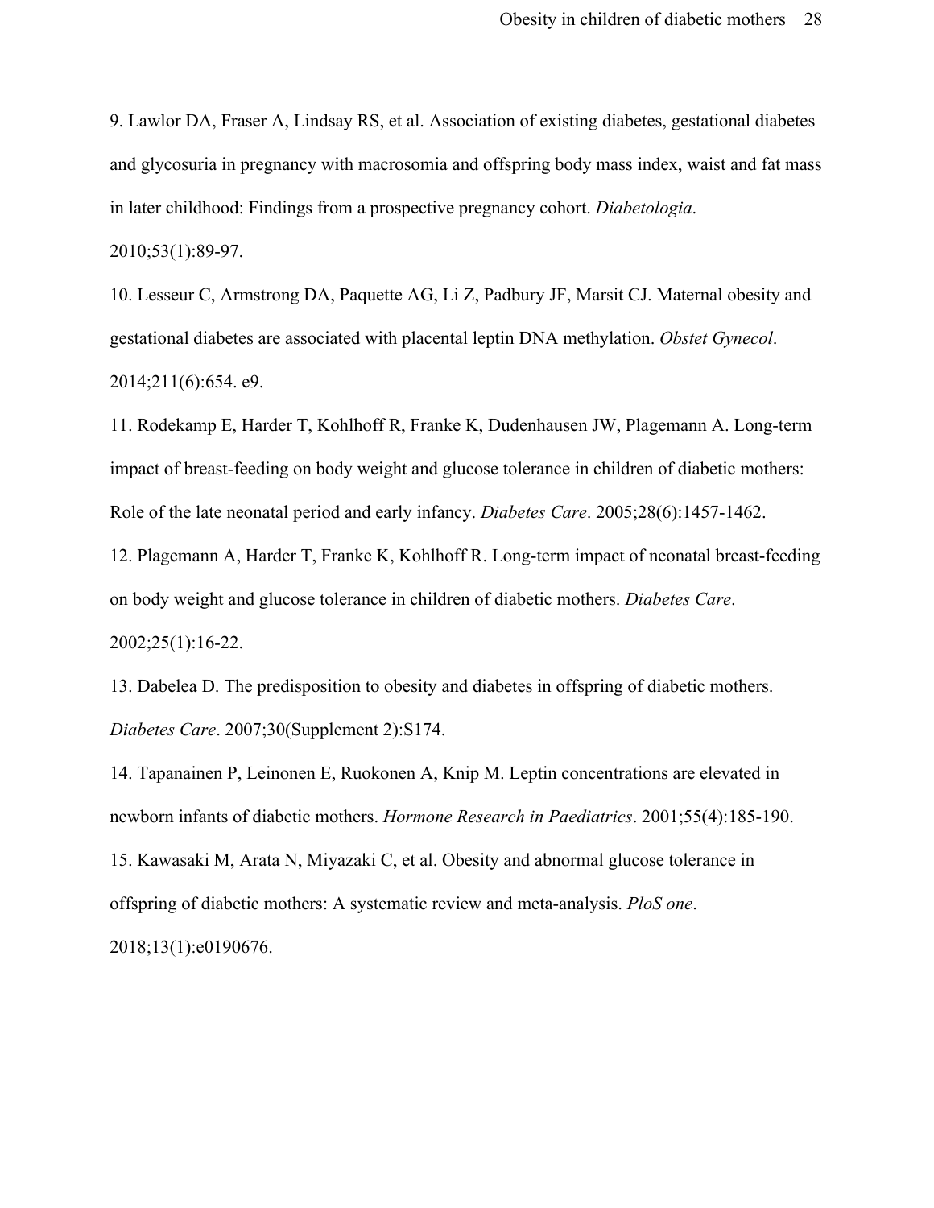9. Lawlor DA, Fraser A, Lindsay RS, et al. Association of existing diabetes, gestational diabetes and glycosuria in pregnancy with macrosomia and offspring body mass index, waist and fat mass in later childhood: Findings from a prospective pregnancy cohort. *Diabetologia*. 2010;53(1):89-97.

10. Lesseur C, Armstrong DA, Paquette AG, Li Z, Padbury JF, Marsit CJ. Maternal obesity and gestational diabetes are associated with placental leptin DNA methylation. *Obstet Gynecol*. 2014;211(6):654. e9.

11. Rodekamp E, Harder T, Kohlhoff R, Franke K, Dudenhausen JW, Plagemann A. Long-term impact of breast-feeding on body weight and glucose tolerance in children of diabetic mothers: Role of the late neonatal period and early infancy. *Diabetes Care*. 2005;28(6):1457-1462.

12. Plagemann A, Harder T, Franke K, Kohlhoff R. Long-term impact of neonatal breast-feeding on body weight and glucose tolerance in children of diabetic mothers. *Diabetes Care*. 2002;25(1):16-22.

13. Dabelea D. The predisposition to obesity and diabetes in offspring of diabetic mothers. *Diabetes Care*. 2007;30(Supplement 2):S174.

14. Tapanainen P, Leinonen E, Ruokonen A, Knip M. Leptin concentrations are elevated in newborn infants of diabetic mothers. *Hormone Research in Paediatrics*. 2001;55(4):185-190.

15. Kawasaki M, Arata N, Miyazaki C, et al. Obesity and abnormal glucose tolerance in offspring of diabetic mothers: A systematic review and meta-analysis. *PloS one*. 2018;13(1):e0190676.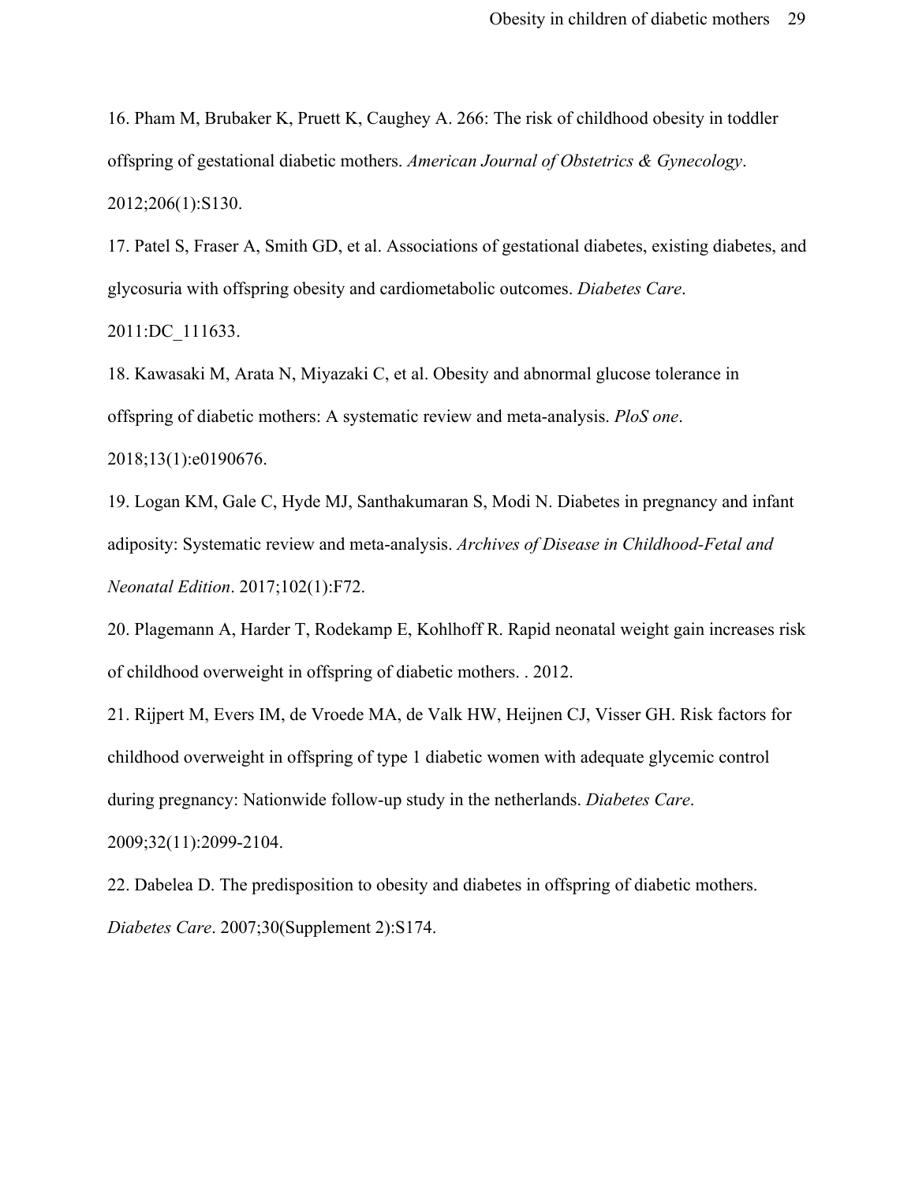16. Pham M, Brubaker K, Pruett K, Caughey A. 266: The risk of childhood obesity in toddler offspring of gestational diabetic mothers. *American Journal of Obstetrics & Gynecology*. 2012;206(1):S130.

17. Patel S, Fraser A, Smith GD, et al. Associations of gestational diabetes, existing diabetes, and glycosuria with offspring obesity and cardiometabolic outcomes. *Diabetes Care*. 2011:DC_111633.

18. Kawasaki M, Arata N, Miyazaki C, et al. Obesity and abnormal glucose tolerance in offspring of diabetic mothers: A systematic review and meta-analysis. *PloS one*. 2018;13(1):e0190676.

19. Logan KM, Gale C, Hyde MJ, Santhakumaran S, Modi N. Diabetes in pregnancy and infant adiposity: Systematic review and meta-analysis. *Archives of Disease in Childhood-Fetal and Neonatal Edition*. 2017;102(1):F72.

20. Plagemann A, Harder T, Rodekamp E, Kohlhoff R. Rapid neonatal weight gain increases risk of childhood overweight in offspring of diabetic mothers. . 2012.

21. Rijpert M, Evers IM, de Vroede MA, de Valk HW, Heijnen CJ, Visser GH. Risk factors for childhood overweight in offspring of type 1 diabetic women with adequate glycemic control during pregnancy: Nationwide follow-up study in the netherlands. *Diabetes Care*. 2009;32(11):2099-2104.

22. Dabelea D. The predisposition to obesity and diabetes in offspring of diabetic mothers. *Diabetes Care*. 2007;30(Supplement 2):S174.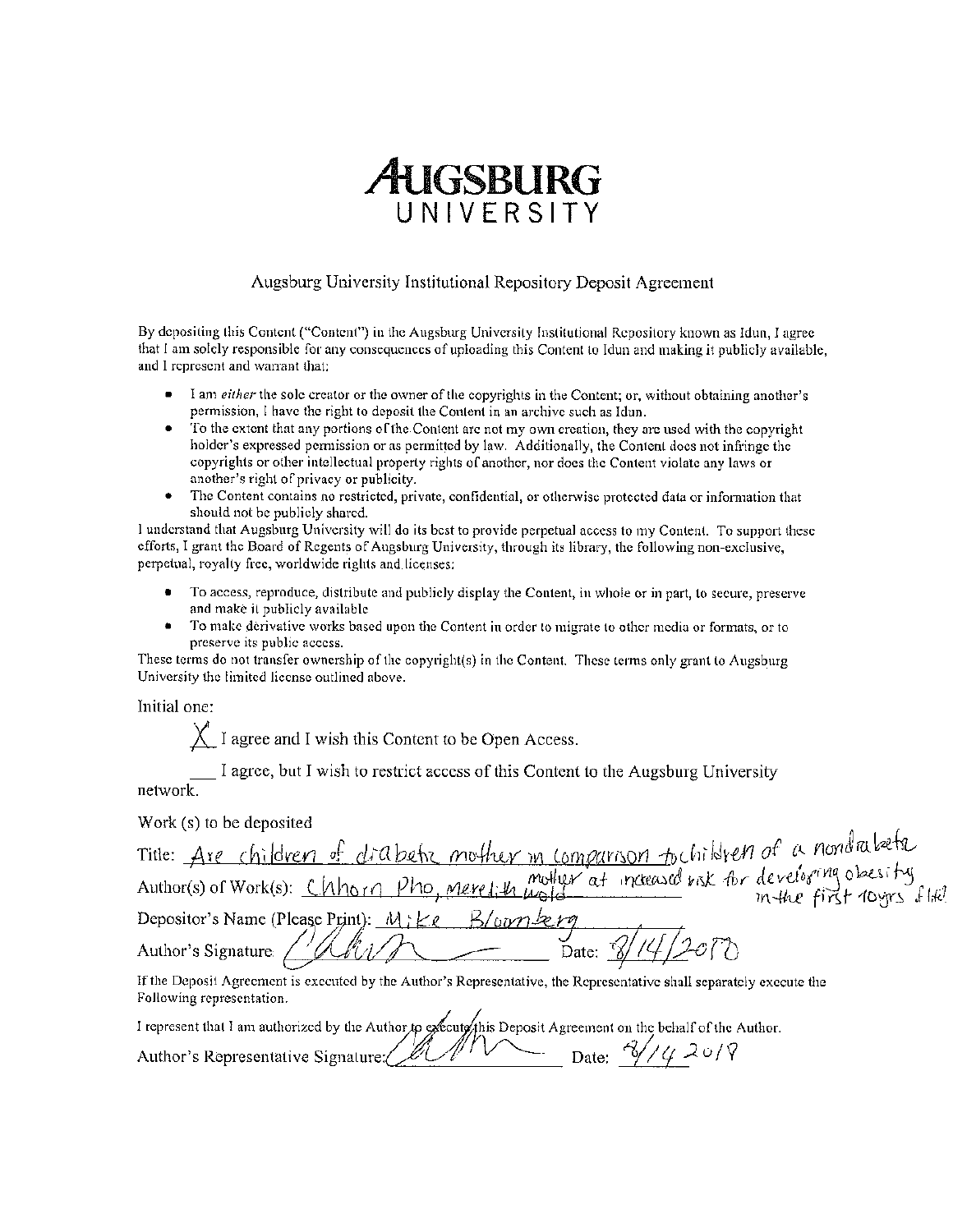# AUGSBURG UNIVERSITY

Augsburg University Institutional Repository Deposit Agreement

By depositing this Content ("Content") in the Augsburg University Institutional Repository known as Idun, I agree that I am solely responsible for any consequences of uploading this Content to Idun and making it publicly available, and I represent and warrant that:

- I am *either* the sole creator or the owner of the copyrights in the Content; or, without obtaining another's permission, I have the right to deposit the Content in an archive such as Idun.
- To the extent that any portions of the Content are not my own creation, they are used with the copyright holder's expressed permission or as permitted by law. Additionally, the Content does not infringe the copyrights or other intellectual property rights of another, nor does the Content violate any laws or another's right of privacy or publicity.
- The Content contains no restricted, private, confidential, or otherwise protected data or information that should not be publicly shared.

I understand that Augsburg University will do its best to provide perpetual access to my Content. To support these efforts, I grant the Board of Regents of Augsburg University, through its library, the following non-exclusive, perpetual, royalty free, worldwide rights and licenses:

- To access, reproduce, distribute and publicly display the Content, in whole or in part, to secure, preserve and make it publicly available
- To make derivative works based upon the Content in order to migrate to other media or formats, or to preserve its public access.

These terms do not transfer ownership of the copyright(s) in the Content. These terms only grant to Augsburg University the limited license outlined above.

Initial one:

X I agree and I wish this Content to be Open Access.

___ I agree, but I wish to restrict access of this Content to the Augsburg University network.

Work (s) to be deposited

Title: Are children of diabetic mother in comparison to children of a nondiabetic mother at increased risk for developing obesity in the first 10yrs of life

Author(s) of Work(s): Chhorn Pho, Meredith Wold

Depositor's Name (Please Print): Mike Bloomberg

Author's Signature: [signature] Date: 8/14/2018

If the Deposit Agreement is executed by the Author's Representative, the Representative shall separately execute the Following representation.

I represent that I am authorized by the Author to execute this Deposit Agreement on the behalf of the Author.

Author's Representative Signature: [signature] Date: 8/14 2018